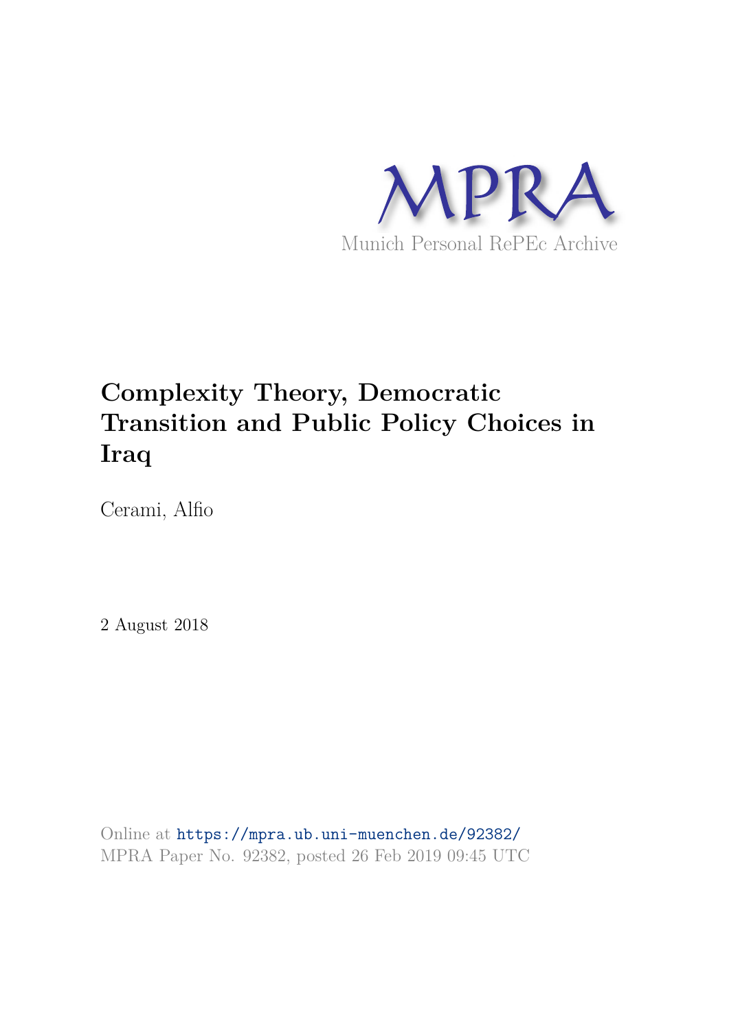MPRA

Munich Personal RePEc Archive

# Complexity Theory, Democratic Transition and Public Policy Choices in Iraq

Cerami, Alfio

2 August 2018

Online at https://mpra.ub.uni-muenchen.de/92382/
MPRA Paper No. 92382, posted 26 Feb 2019 09:45 UTC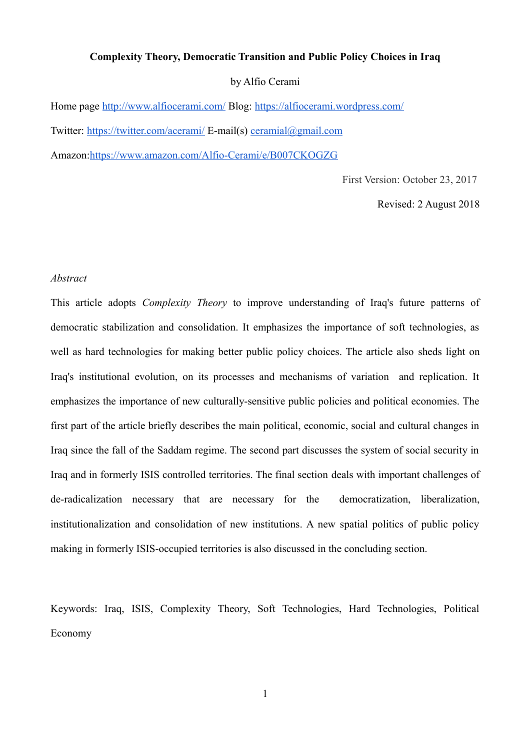**Complexity Theory, Democratic Transition and Public Policy Choices in Iraq**

by Alfio Cerami

Home page http://www.alfiocerami.com/ Blog: https://alfiocerami.wordpress.com/

Twitter: https://twitter.com/acerami/ E-mail(s) ceramial@gmail.com

Amazon:https://www.amazon.com/Alfio-Cerami/e/B007CKOGZG

First Version: October 23, 2017

Revised: 2 August 2018

*Abstract*

This article adopts *Complexity Theory* to improve understanding of Iraq's future patterns of democratic stabilization and consolidation. It emphasizes the importance of soft technologies, as well as hard technologies for making better public policy choices. The article also sheds light on Iraq's institutional evolution, on its processes and mechanisms of variation and replication. It emphasizes the importance of new culturally-sensitive public policies and political economies. The first part of the article briefly describes the main political, economic, social and cultural changes in Iraq since the fall of the Saddam regime. The second part discusses the system of social security in Iraq and in formerly ISIS controlled territories. The final section deals with important challenges of de-radicalization necessary that are necessary for the democratization, liberalization, institutionalization and consolidation of new institutions. A new spatial politics of public policy making in formerly ISIS-occupied territories is also discussed in the concluding section.

Keywords: Iraq, ISIS, Complexity Theory, Soft Technologies, Hard Technologies, Political Economy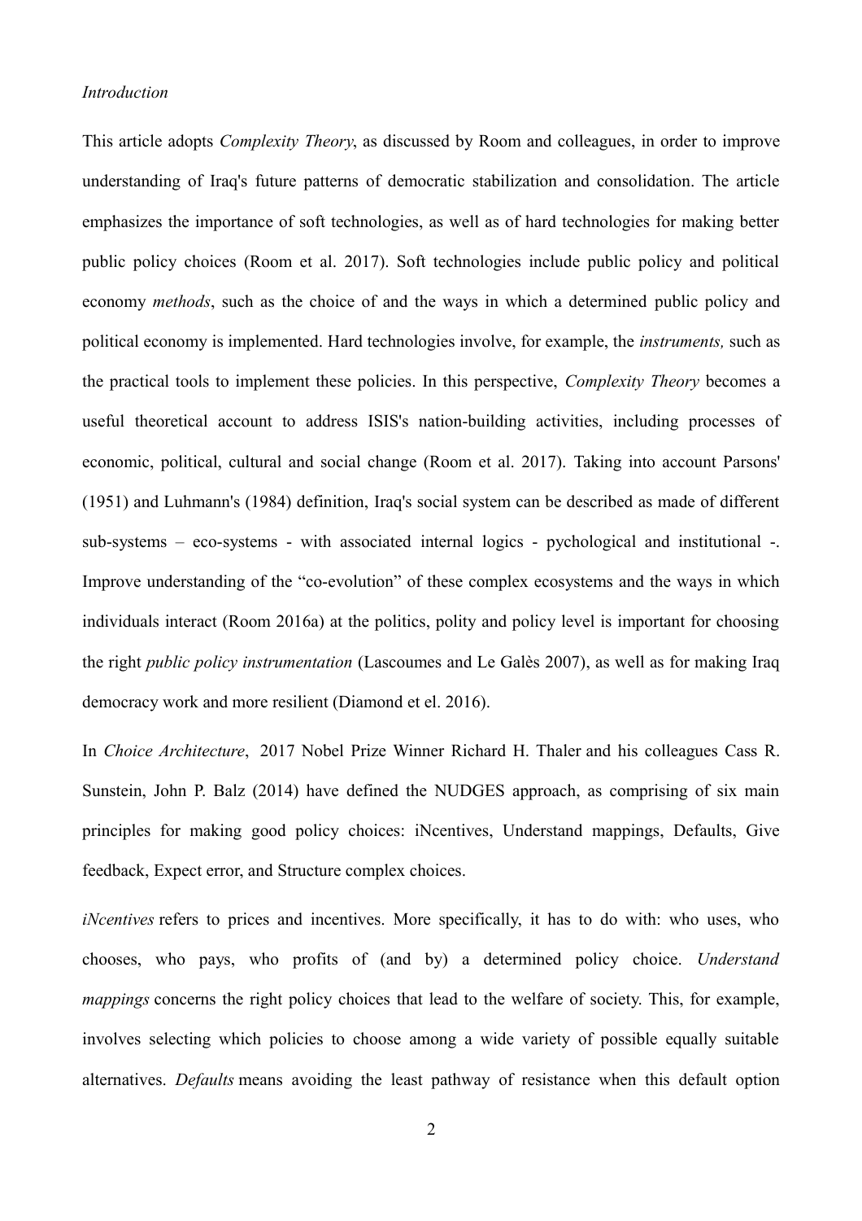*Introduction*

This article adopts *Complexity Theory*, as discussed by Room and colleagues, in order to improve understanding of Iraq's future patterns of democratic stabilization and consolidation. The article emphasizes the importance of soft technologies, as well as of hard technologies for making better public policy choices (Room et al. 2017). Soft technologies include public policy and political economy *methods*, such as the choice of and the ways in which a determined public policy and political economy is implemented. Hard technologies involve, for example, the *instruments,* such as the practical tools to implement these policies. In this perspective, *Complexity Theory* becomes a useful theoretical account to address ISIS's nation-building activities, including processes of economic, political, cultural and social change (Room et al. 2017). Taking into account Parsons' (1951) and Luhmann's (1984) definition, Iraq's social system can be described as made of different sub-systems – eco-systems - with associated internal logics - pychological and institutional -. Improve understanding of the "co-evolution" of these complex ecosystems and the ways in which individuals interact (Room 2016a) at the politics, polity and policy level is important for choosing the right *public policy instrumentation* (Lascoumes and Le Galès 2007), as well as for making Iraq democracy work and more resilient (Diamond et el. 2016).

In *Choice Architecture*, 2017 Nobel Prize Winner Richard H. Thaler and his colleagues Cass R. Sunstein, John P. Balz (2014) have defined the NUDGES approach, as comprising of six main principles for making good policy choices: iNcentives, Understand mappings, Defaults, Give feedback, Expect error, and Structure complex choices.

*iNcentives* refers to prices and incentives. More specifically, it has to do with: who uses, who chooses, who pays, who profits of (and by) a determined policy choice. *Understand mappings* concerns the right policy choices that lead to the welfare of society. This, for example, involves selecting which policies to choose among a wide variety of possible equally suitable alternatives. *Defaults* means avoiding the least pathway of resistance when this default option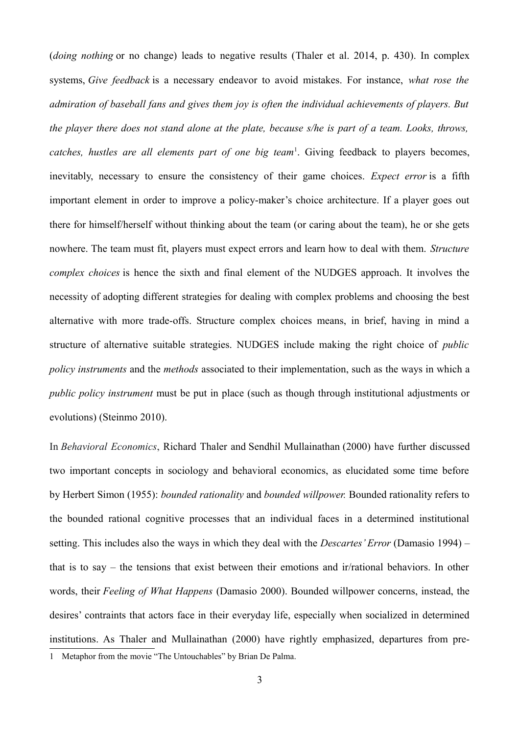(*doing nothing* or no change) leads to negative results (Thaler et al. 2014, p. 430). In complex systems, *Give feedback* is a necessary endeavor to avoid mistakes. For instance, *what rose the admiration of baseball fans and gives them joy is often the individual achievements of players. But the player there does not stand alone at the plate, because s/he is part of a team. Looks, throws, catches, hustles are all elements part of one big team*[1]. Giving feedback to players becomes, inevitably, necessary to ensure the consistency of their game choices. *Expect error* is a fifth important element in order to improve a policy-maker's choice architecture. If a player goes out there for himself/herself without thinking about the team (or caring about the team), he or she gets nowhere. The team must fit, players must expect errors and learn how to deal with them. *Structure complex choices* is hence the sixth and final element of the NUDGES approach. It involves the necessity of adopting different strategies for dealing with complex problems and choosing the best alternative with more trade-offs. Structure complex choices means, in brief, having in mind a structure of alternative suitable strategies. NUDGES include making the right choice of *public policy instruments* and the *methods* associated to their implementation, such as the ways in which a *public policy instrument* must be put in place (such as though through institutional adjustments or evolutions) (Steinmo 2010).

In *Behavioral Economics*, Richard Thaler and Sendhil Mullainathan (2000) have further discussed two important concepts in sociology and behavioral economics, as elucidated some time before by Herbert Simon (1955): *bounded rationality* and *bounded willpower.* Bounded rationality refers to the bounded rational cognitive processes that an individual faces in a determined institutional setting. This includes also the ways in which they deal with the *Descartes' Error* (Damasio 1994) – that is to say – the tensions that exist between their emotions and ir/rational behaviors. In other words, their *Feeling of What Happens* (Damasio 2000). Bounded willpower concerns, instead, the desires' contraints that actors face in their everyday life, especially when socialized in determined institutions. As Thaler and Mullainathan (2000) have rightly emphasized, departures from pre-

[1] Metaphor from the movie "The Untouchables" by Brian De Palma.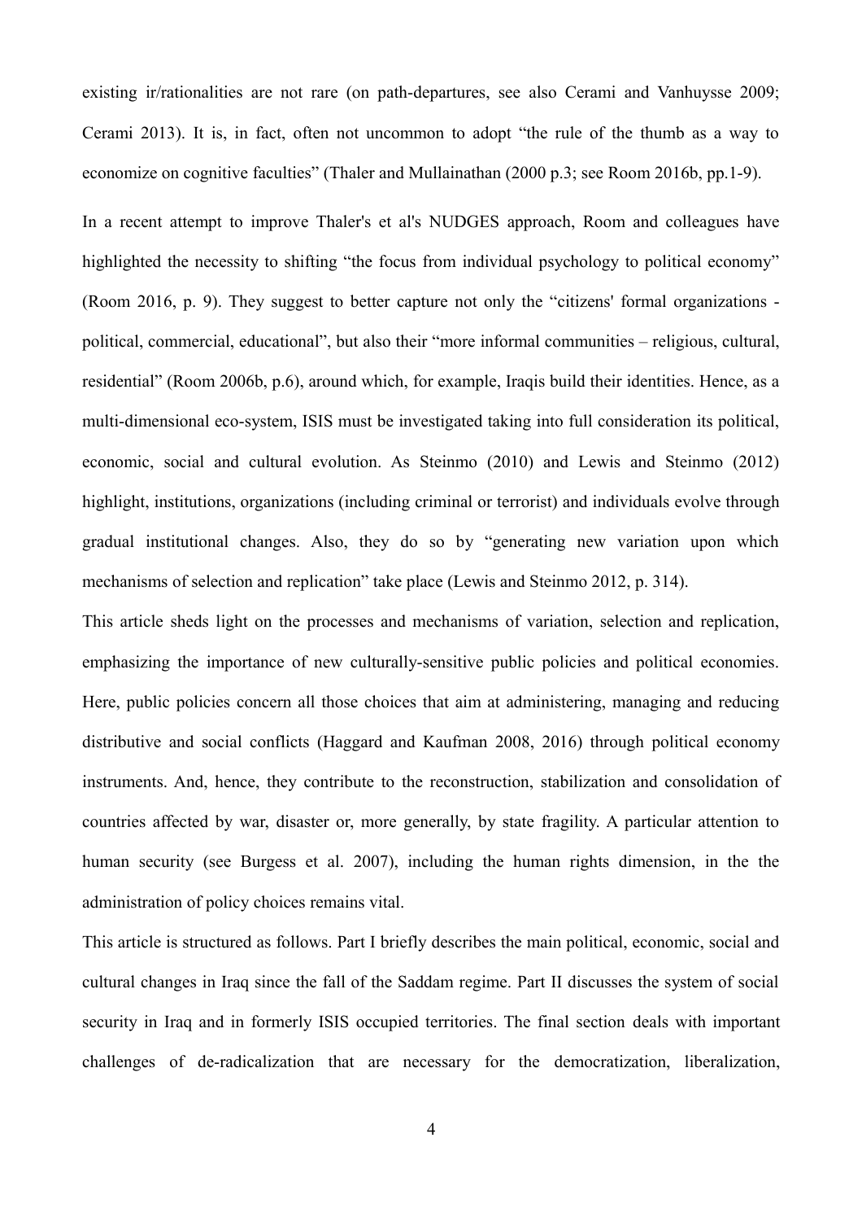existing ir/rationalities are not rare (on path-departures, see also Cerami and Vanhuysse 2009; Cerami 2013). It is, in fact, often not uncommon to adopt "the rule of the thumb as a way to economize on cognitive faculties" (Thaler and Mullainathan (2000 p.3; see Room 2016b, pp.1-9).

In a recent attempt to improve Thaler's et al's NUDGES approach, Room and colleagues have highlighted the necessity to shifting "the focus from individual psychology to political economy" (Room 2016, p. 9). They suggest to better capture not only the "citizens' formal organizations - political, commercial, educational", but also their "more informal communities – religious, cultural, residential" (Room 2006b, p.6), around which, for example, Iraqis build their identities. Hence, as a multi-dimensional eco-system, ISIS must be investigated taking into full consideration its political, economic, social and cultural evolution. As Steinmo (2010) and Lewis and Steinmo (2012) highlight, institutions, organizations (including criminal or terrorist) and individuals evolve through gradual institutional changes. Also, they do so by "generating new variation upon which mechanisms of selection and replication" take place (Lewis and Steinmo 2012, p. 314).

This article sheds light on the processes and mechanisms of variation, selection and replication, emphasizing the importance of new culturally-sensitive public policies and political economies. Here, public policies concern all those choices that aim at administering, managing and reducing distributive and social conflicts (Haggard and Kaufman 2008, 2016) through political economy instruments. And, hence, they contribute to the reconstruction, stabilization and consolidation of countries affected by war, disaster or, more generally, by state fragility. A particular attention to human security (see Burgess et al. 2007), including the human rights dimension, in the the administration of policy choices remains vital.

This article is structured as follows. Part I briefly describes the main political, economic, social and cultural changes in Iraq since the fall of the Saddam regime. Part II discusses the system of social security in Iraq and in formerly ISIS occupied territories. The final section deals with important challenges of de-radicalization that are necessary for the democratization, liberalization,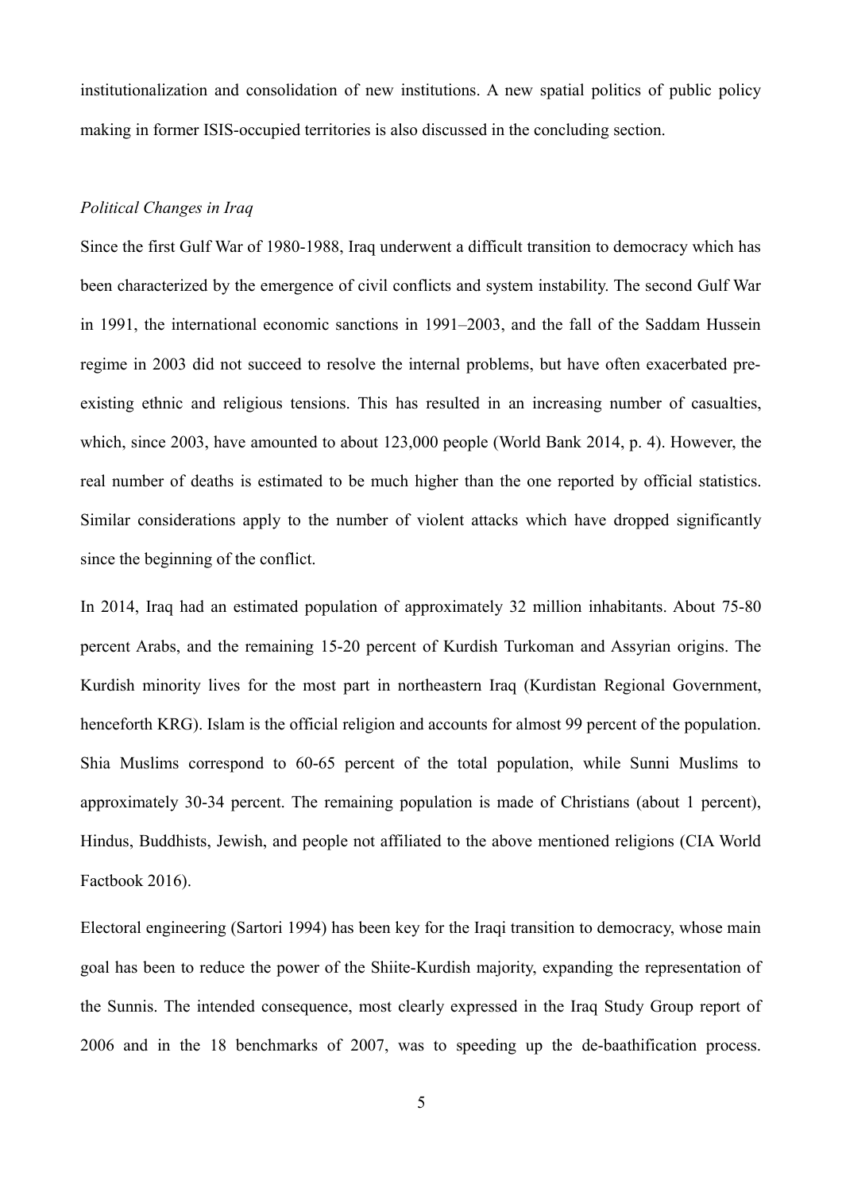institutionalization and consolidation of new institutions. A new spatial politics of public policy making in former ISIS-occupied territories is also discussed in the concluding section.

*Political Changes in Iraq*

Since the first Gulf War of 1980-1988, Iraq underwent a difficult transition to democracy which has been characterized by the emergence of civil conflicts and system instability. The second Gulf War in 1991, the international economic sanctions in 1991–2003, and the fall of the Saddam Hussein regime in 2003 did not succeed to resolve the internal problems, but have often exacerbated pre-existing ethnic and religious tensions. This has resulted in an increasing number of casualties, which, since 2003, have amounted to about 123,000 people (World Bank 2014, p. 4). However, the real number of deaths is estimated to be much higher than the one reported by official statistics. Similar considerations apply to the number of violent attacks which have dropped significantly since the beginning of the conflict.

In 2014, Iraq had an estimated population of approximately 32 million inhabitants. About 75-80 percent Arabs, and the remaining 15-20 percent of Kurdish Turkoman and Assyrian origins. The Kurdish minority lives for the most part in northeastern Iraq (Kurdistan Regional Government, henceforth KRG). Islam is the official religion and accounts for almost 99 percent of the population. Shia Muslims correspond to 60-65 percent of the total population, while Sunni Muslims to approximately 30-34 percent. The remaining population is made of Christians (about 1 percent), Hindus, Buddhists, Jewish, and people not affiliated to the above mentioned religions (CIA World Factbook 2016).

Electoral engineering (Sartori 1994) has been key for the Iraqi transition to democracy, whose main goal has been to reduce the power of the Shiite-Kurdish majority, expanding the representation of the Sunnis. The intended consequence, most clearly expressed in the Iraq Study Group report of 2006 and in the 18 benchmarks of 2007, was to speeding up the de-baathification process.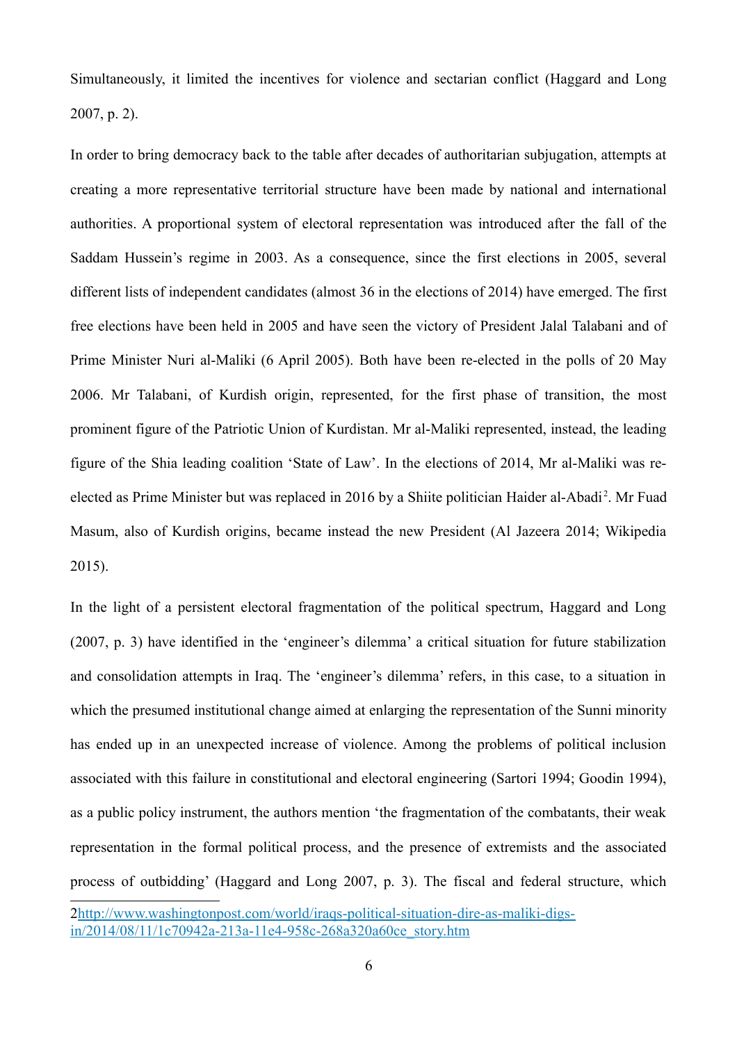Simultaneously, it limited the incentives for violence and sectarian conflict (Haggard and Long 2007, p. 2).

In order to bring democracy back to the table after decades of authoritarian subjugation, attempts at creating a more representative territorial structure have been made by national and international authorities. A proportional system of electoral representation was introduced after the fall of the Saddam Hussein's regime in 2003. As a consequence, since the first elections in 2005, several different lists of independent candidates (almost 36 in the elections of 2014) have emerged. The first free elections have been held in 2005 and have seen the victory of President Jalal Talabani and of Prime Minister Nuri al-Maliki (6 April 2005). Both have been re-elected in the polls of 20 May 2006. Mr Talabani, of Kurdish origin, represented, for the first phase of transition, the most prominent figure of the Patriotic Union of Kurdistan. Mr al-Maliki represented, instead, the leading figure of the Shia leading coalition 'State of Law'. In the elections of 2014, Mr al-Maliki was re-elected as Prime Minister but was replaced in 2016 by a Shiite politician Haider al-Abadi[2]. Mr Fuad Masum, also of Kurdish origins, became instead the new President (Al Jazeera 2014; Wikipedia 2015).

In the light of a persistent electoral fragmentation of the political spectrum, Haggard and Long (2007, p. 3) have identified in the 'engineer's dilemma' a critical situation for future stabilization and consolidation attempts in Iraq. The 'engineer's dilemma' refers, in this case, to a situation in which the presumed institutional change aimed at enlarging the representation of the Sunni minority has ended up in an unexpected increase of violence. Among the problems of political inclusion associated with this failure in constitutional and electoral engineering (Sartori 1994; Goodin 1994), as a public policy instrument, the authors mention 'the fragmentation of the combatants, their weak representation in the formal political process, and the presence of extremists and the associated process of outbidding' (Haggard and Long 2007, p. 3). The fiscal and federal structure, which

---

2 http://www.washingtonpost.com/world/iraqs-political-situation-dire-as-maliki-digs-in/2014/08/11/1c70942a-213a-11e4-958c-268a320a60ce_story.htm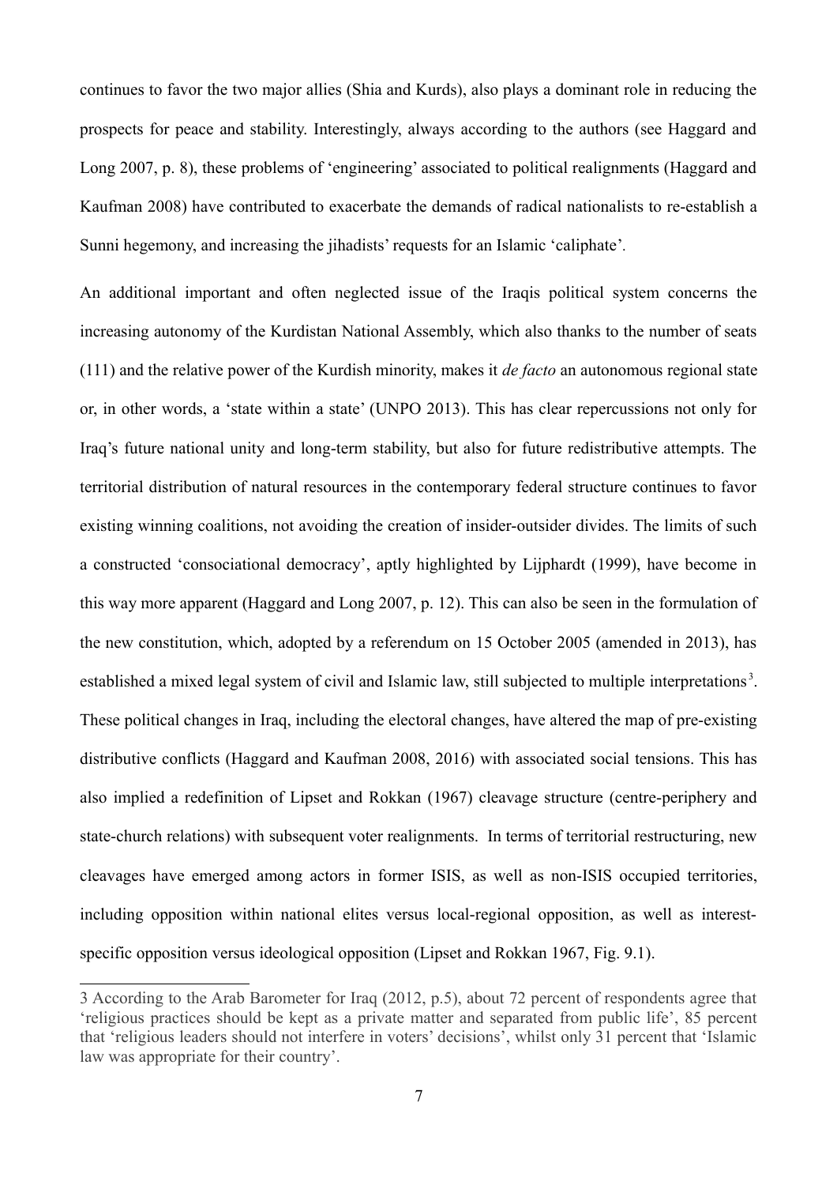continues to favor the two major allies (Shia and Kurds), also plays a dominant role in reducing the prospects for peace and stability. Interestingly, always according to the authors (see Haggard and Long 2007, p. 8), these problems of 'engineering' associated to political realignments (Haggard and Kaufman 2008) have contributed to exacerbate the demands of radical nationalists to re-establish a Sunni hegemony, and increasing the jihadists' requests for an Islamic 'caliphate'.

An additional important and often neglected issue of the Iraqis political system concerns the increasing autonomy of the Kurdistan National Assembly, which also thanks to the number of seats (111) and the relative power of the Kurdish minority, makes it *de facto* an autonomous regional state or, in other words, a 'state within a state' (UNPO 2013). This has clear repercussions not only for Iraq's future national unity and long-term stability, but also for future redistributive attempts. The territorial distribution of natural resources in the contemporary federal structure continues to favor existing winning coalitions, not avoiding the creation of insider-outsider divides. The limits of such a constructed 'consociational democracy', aptly highlighted by Lijphardt (1999), have become in this way more apparent (Haggard and Long 2007, p. 12). This can also be seen in the formulation of the new constitution, which, adopted by a referendum on 15 October 2005 (amended in 2013), has established a mixed legal system of civil and Islamic law, still subjected to multiple interpretations[3]. These political changes in Iraq, including the electoral changes, have altered the map of pre-existing distributive conflicts (Haggard and Kaufman 2008, 2016) with associated social tensions. This has also implied a redefinition of Lipset and Rokkan (1967) cleavage structure (centre-periphery and state-church relations) with subsequent voter realignments. In terms of territorial restructuring, new cleavages have emerged among actors in former ISIS, as well as non-ISIS occupied territories, including opposition within national elites versus local-regional opposition, as well as interest-specific opposition versus ideological opposition (Lipset and Rokkan 1967, Fig. 9.1).

---

3 According to the Arab Barometer for Iraq (2012, p.5), about 72 percent of respondents agree that 'religious practices should be kept as a private matter and separated from public life', 85 percent that 'religious leaders should not interfere in voters' decisions', whilst only 31 percent that 'Islamic law was appropriate for their country'.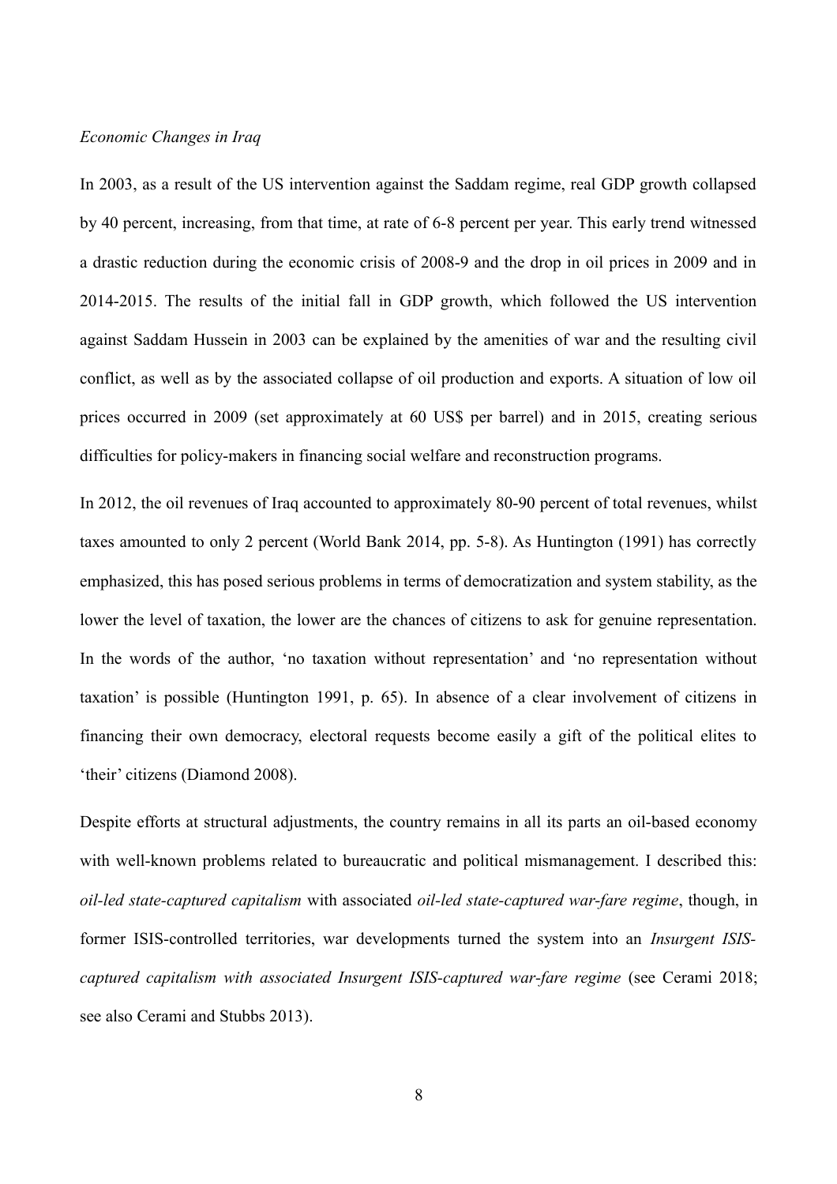*Economic Changes in Iraq*

In 2003, as a result of the US intervention against the Saddam regime, real GDP growth collapsed by 40 percent, increasing, from that time, at rate of 6-8 percent per year. This early trend witnessed a drastic reduction during the economic crisis of 2008-9 and the drop in oil prices in 2009 and in 2014-2015. The results of the initial fall in GDP growth, which followed the US intervention against Saddam Hussein in 2003 can be explained by the amenities of war and the resulting civil conflict, as well as by the associated collapse of oil production and exports. A situation of low oil prices occurred in 2009 (set approximately at 60 US$ per barrel) and in 2015, creating serious difficulties for policy-makers in financing social welfare and reconstruction programs.

In 2012, the oil revenues of Iraq accounted to approximately 80-90 percent of total revenues, whilst taxes amounted to only 2 percent (World Bank 2014, pp. 5-8). As Huntington (1991) has correctly emphasized, this has posed serious problems in terms of democratization and system stability, as the lower the level of taxation, the lower are the chances of citizens to ask for genuine representation. In the words of the author, 'no taxation without representation' and 'no representation without taxation' is possible (Huntington 1991, p. 65). In absence of a clear involvement of citizens in financing their own democracy, electoral requests become easily a gift of the political elites to 'their' citizens (Diamond 2008).

Despite efforts at structural adjustments, the country remains in all its parts an oil-based economy with well-known problems related to bureaucratic and political mismanagement. I described this: *oil-led state-captured capitalism* with associated *oil-led state-captured war-fare regime*, though, in former ISIS-controlled territories, war developments turned the system into an *Insurgent ISIS-captured capitalism with associated Insurgent ISIS-captured war-fare regime* (see Cerami 2018; see also Cerami and Stubbs 2013).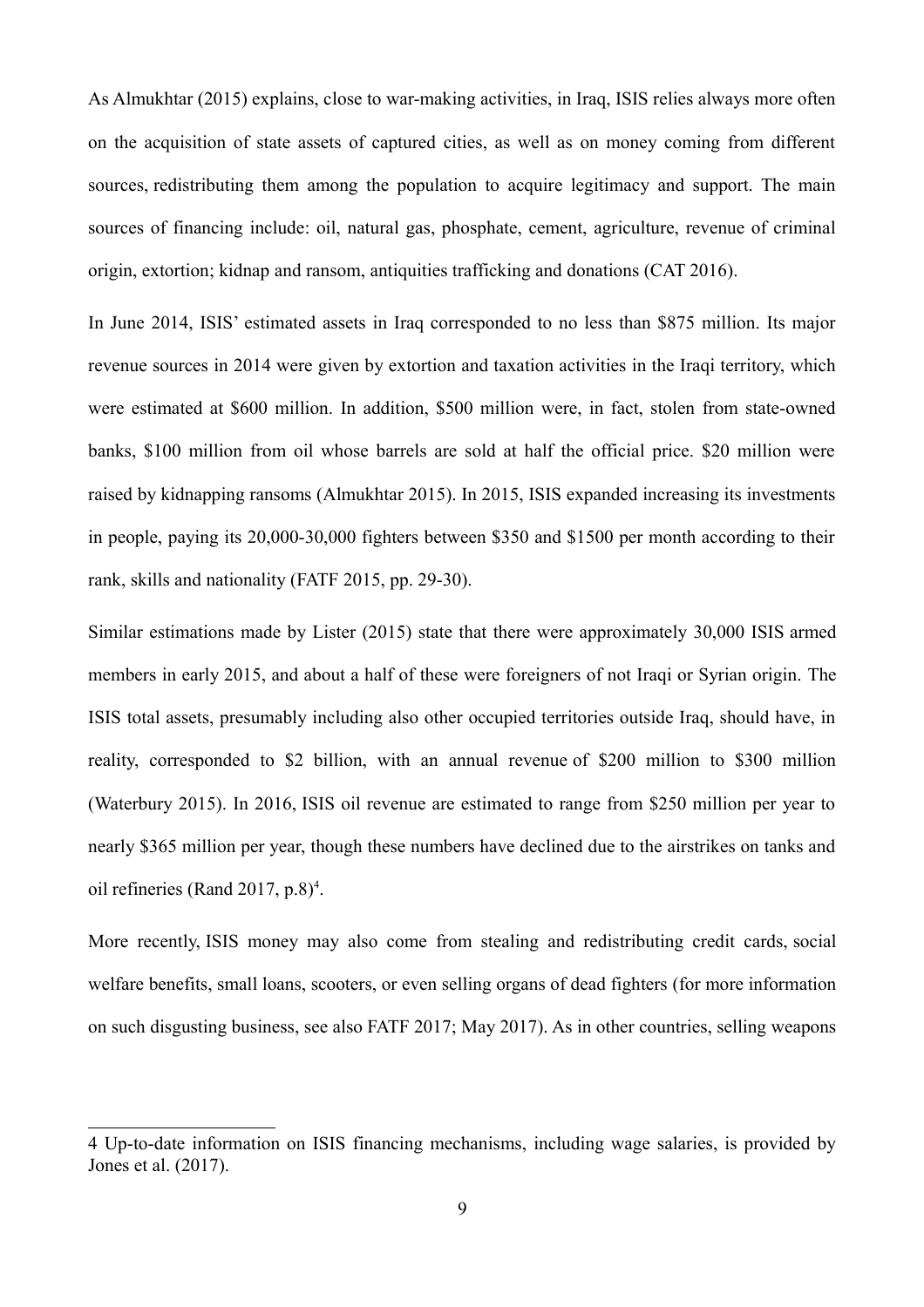As Almukhtar (2015) explains, close to war-making activities, in Iraq, ISIS relies always more often on the acquisition of state assets of captured cities, as well as on money coming from different sources, redistributing them among the population to acquire legitimacy and support. The main sources of financing include: oil, natural gas, phosphate, cement, agriculture, revenue of criminal origin, extortion; kidnap and ransom, antiquities trafficking and donations (CAT 2016).

In June 2014, ISIS' estimated assets in Iraq corresponded to no less than \$875 million. Its major revenue sources in 2014 were given by extortion and taxation activities in the Iraqi territory, which were estimated at \$600 million. In addition, \$500 million were, in fact, stolen from state-owned banks, \$100 million from oil whose barrels are sold at half the official price. \$20 million were raised by kidnapping ransoms (Almukhtar 2015). In 2015, ISIS expanded increasing its investments in people, paying its 20,000-30,000 fighters between \$350 and \$1500 per month according to their rank, skills and nationality (FATF 2015, pp. 29-30).

Similar estimations made by Lister (2015) state that there were approximately 30,000 ISIS armed members in early 2015, and about a half of these were foreigners of not Iraqi or Syrian origin. The ISIS total assets, presumably including also other occupied territories outside Iraq, should have, in reality, corresponded to \$2 billion, with an annual revenue of \$200 million to \$300 million (Waterbury 2015). In 2016, ISIS oil revenue are estimated to range from \$250 million per year to nearly \$365 million per year, though these numbers have declined due to the airstrikes on tanks and oil refineries (Rand 2017, p.8)[4].

More recently, ISIS money may also come from stealing and redistributing credit cards, social welfare benefits, small loans, scooters, or even selling organs of dead fighters (for more information on such disgusting business, see also FATF 2017; May 2017). As in other countries, selling weapons

---

4 Up-to-date information on ISIS financing mechanisms, including wage salaries, is provided by Jones et al. (2017).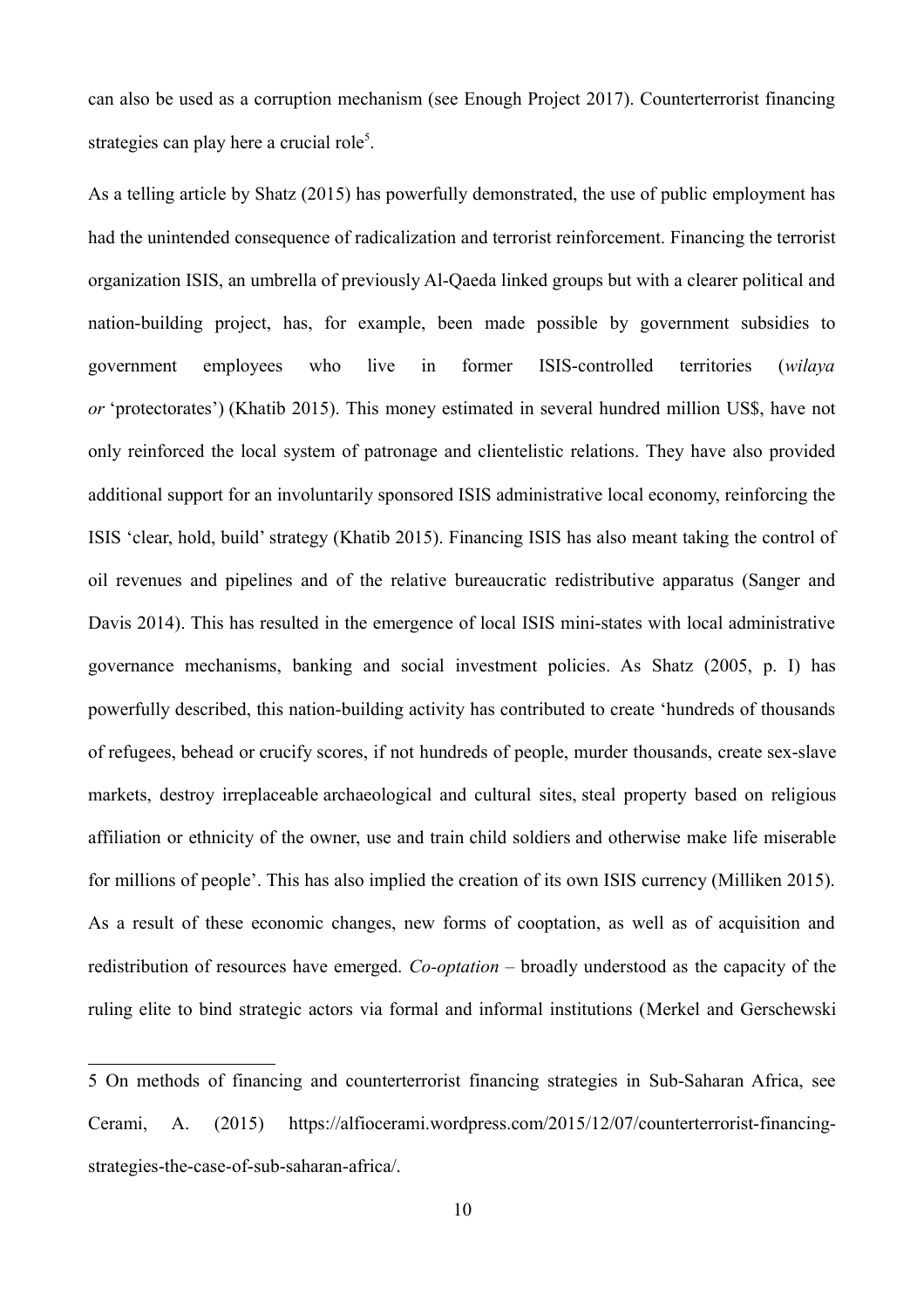can also be used as a corruption mechanism (see Enough Project 2017). Counterterrorist financing strategies can play here a crucial role[5].

As a telling article by Shatz (2015) has powerfully demonstrated, the use of public employment has had the unintended consequence of radicalization and terrorist reinforcement. Financing the terrorist organization ISIS, an umbrella of previously Al-Qaeda linked groups but with a clearer political and nation-building project, has, for example, been made possible by government subsidies to government employees who live in former ISIS-controlled territories (*wilaya or* 'protectorates') (Khatib 2015). This money estimated in several hundred million US$, have not only reinforced the local system of patronage and clientelistic relations. They have also provided additional support for an involuntarily sponsored ISIS administrative local economy, reinforcing the ISIS 'clear, hold, build' strategy (Khatib 2015). Financing ISIS has also meant taking the control of oil revenues and pipelines and of the relative bureaucratic redistributive apparatus (Sanger and Davis 2014). This has resulted in the emergence of local ISIS mini-states with local administrative governance mechanisms, banking and social investment policies. As Shatz (2005, p. I) has powerfully described, this nation-building activity has contributed to create 'hundreds of thousands of refugees, behead or crucify scores, if not hundreds of people, murder thousands, create sex-slave markets, destroy irreplaceable archaeological and cultural sites, steal property based on religious affiliation or ethnicity of the owner, use and train child soldiers and otherwise make life miserable for millions of people'. This has also implied the creation of its own ISIS currency (Milliken 2015). As a result of these economic changes, new forms of cooptation, as well as of acquisition and redistribution of resources have emerged. *Co-optation* – broadly understood as the capacity of the ruling elite to bind strategic actors via formal and informal institutions (Merkel and Gerschewski

---

5 On methods of financing and counterterrorist financing strategies in Sub-Saharan Africa, see Cerami, A. (2015) https://alfiocerami.wordpress.com/2015/12/07/counterterrorist-financing-strategies-the-case-of-sub-saharan-africa/.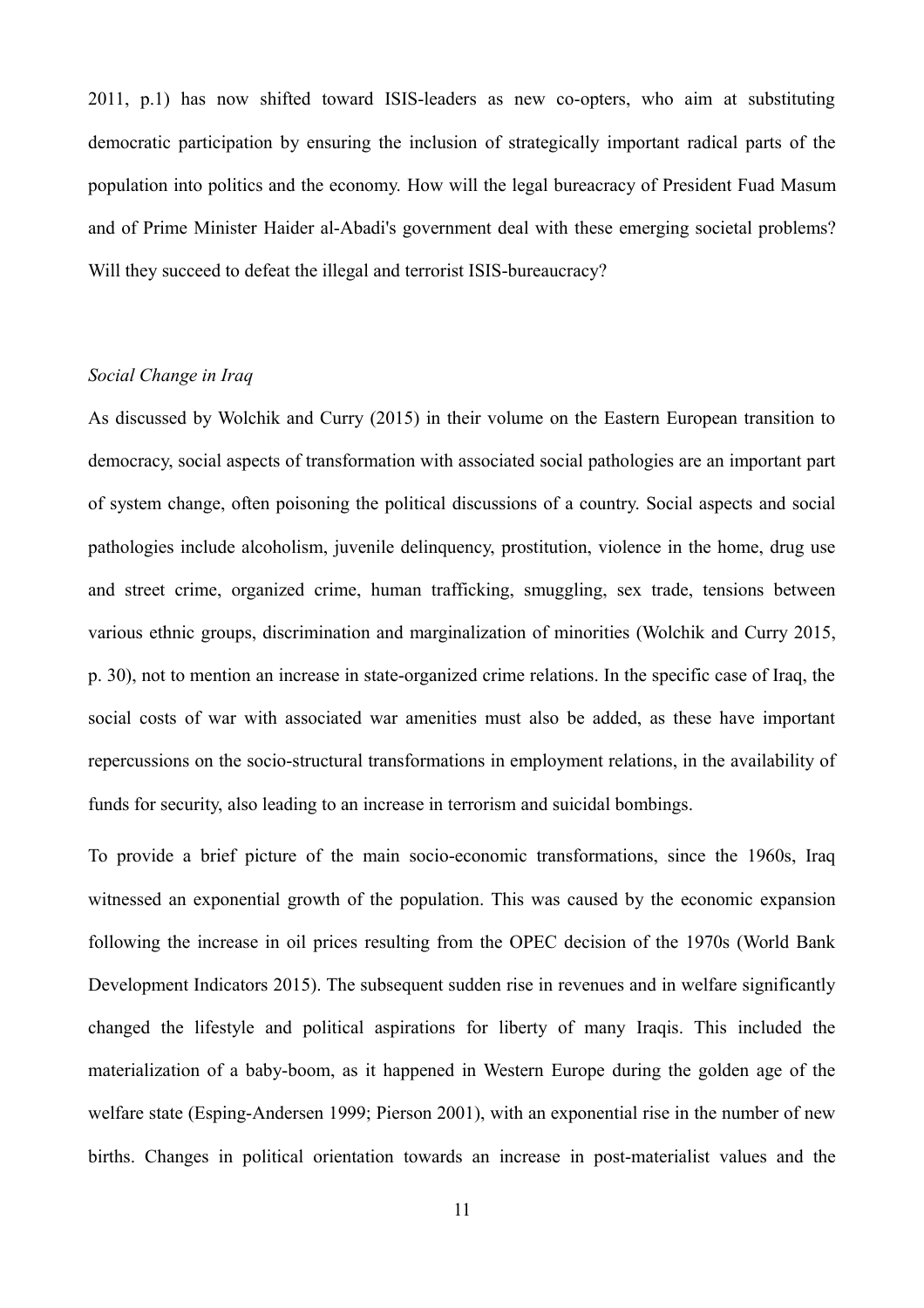2011, p.1) has now shifted toward ISIS-leaders as new co-opters, who aim at substituting democratic participation by ensuring the inclusion of strategically important radical parts of the population into politics and the economy. How will the legal bureacracy of President Fuad Masum and of Prime Minister Haider al-Abadi's government deal with these emerging societal problems? Will they succeed to defeat the illegal and terrorist ISIS-bureaucracy?

*Social Change in Iraq*

As discussed by Wolchik and Curry (2015) in their volume on the Eastern European transition to democracy, social aspects of transformation with associated social pathologies are an important part of system change, often poisoning the political discussions of a country. Social aspects and social pathologies include alcoholism, juvenile delinquency, prostitution, violence in the home, drug use and street crime, organized crime, human trafficking, smuggling, sex trade, tensions between various ethnic groups, discrimination and marginalization of minorities (Wolchik and Curry 2015, p. 30), not to mention an increase in state-organized crime relations. In the specific case of Iraq, the social costs of war with associated war amenities must also be added, as these have important repercussions on the socio-structural transformations in employment relations, in the availability of funds for security, also leading to an increase in terrorism and suicidal bombings.

To provide a brief picture of the main socio-economic transformations, since the 1960s, Iraq witnessed an exponential growth of the population. This was caused by the economic expansion following the increase in oil prices resulting from the OPEC decision of the 1970s (World Bank Development Indicators 2015). The subsequent sudden rise in revenues and in welfare significantly changed the lifestyle and political aspirations for liberty of many Iraqis. This included the materialization of a baby-boom, as it happened in Western Europe during the golden age of the welfare state (Esping-Andersen 1999; Pierson 2001), with an exponential rise in the number of new births. Changes in political orientation towards an increase in post-materialist values and the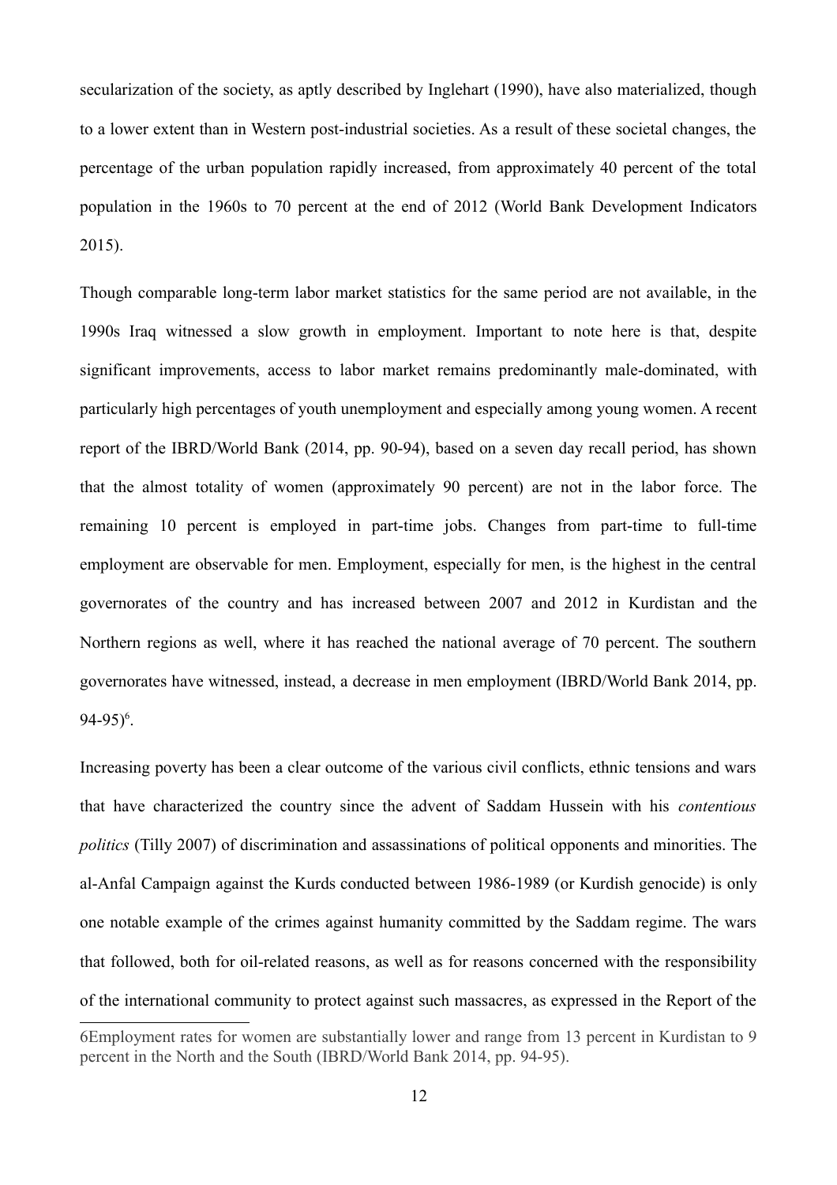secularization of the society, as aptly described by Inglehart (1990), have also materialized, though to a lower extent than in Western post-industrial societies. As a result of these societal changes, the percentage of the urban population rapidly increased, from approximately 40 percent of the total population in the 1960s to 70 percent at the end of 2012 (World Bank Development Indicators 2015).

Though comparable long-term labor market statistics for the same period are not available, in the 1990s Iraq witnessed a slow growth in employment. Important to note here is that, despite significant improvements, access to labor market remains predominantly male-dominated, with particularly high percentages of youth unemployment and especially among young women. A recent report of the IBRD/World Bank (2014, pp. 90-94), based on a seven day recall period, has shown that the almost totality of women (approximately 90 percent) are not in the labor force. The remaining 10 percent is employed in part-time jobs. Changes from part-time to full-time employment are observable for men. Employment, especially for men, is the highest in the central governorates of the country and has increased between 2007 and 2012 in Kurdistan and the Northern regions as well, where it has reached the national average of 70 percent. The southern governorates have witnessed, instead, a decrease in men employment (IBRD/World Bank 2014, pp. 94-95)[6].

Increasing poverty has been a clear outcome of the various civil conflicts, ethnic tensions and wars that have characterized the country since the advent of Saddam Hussein with his *contentious politics* (Tilly 2007) of discrimination and assassinations of political opponents and minorities. The al-Anfal Campaign against the Kurds conducted between 1986-1989 (or Kurdish genocide) is only one notable example of the crimes against humanity committed by the Saddam regime. The wars that followed, both for oil-related reasons, as well as for reasons concerned with the responsibility of the international community to protect against such massacres, as expressed in the Report of the

---

6Employment rates for women are substantially lower and range from 13 percent in Kurdistan to 9 percent in the North and the South (IBRD/World Bank 2014, pp. 94-95).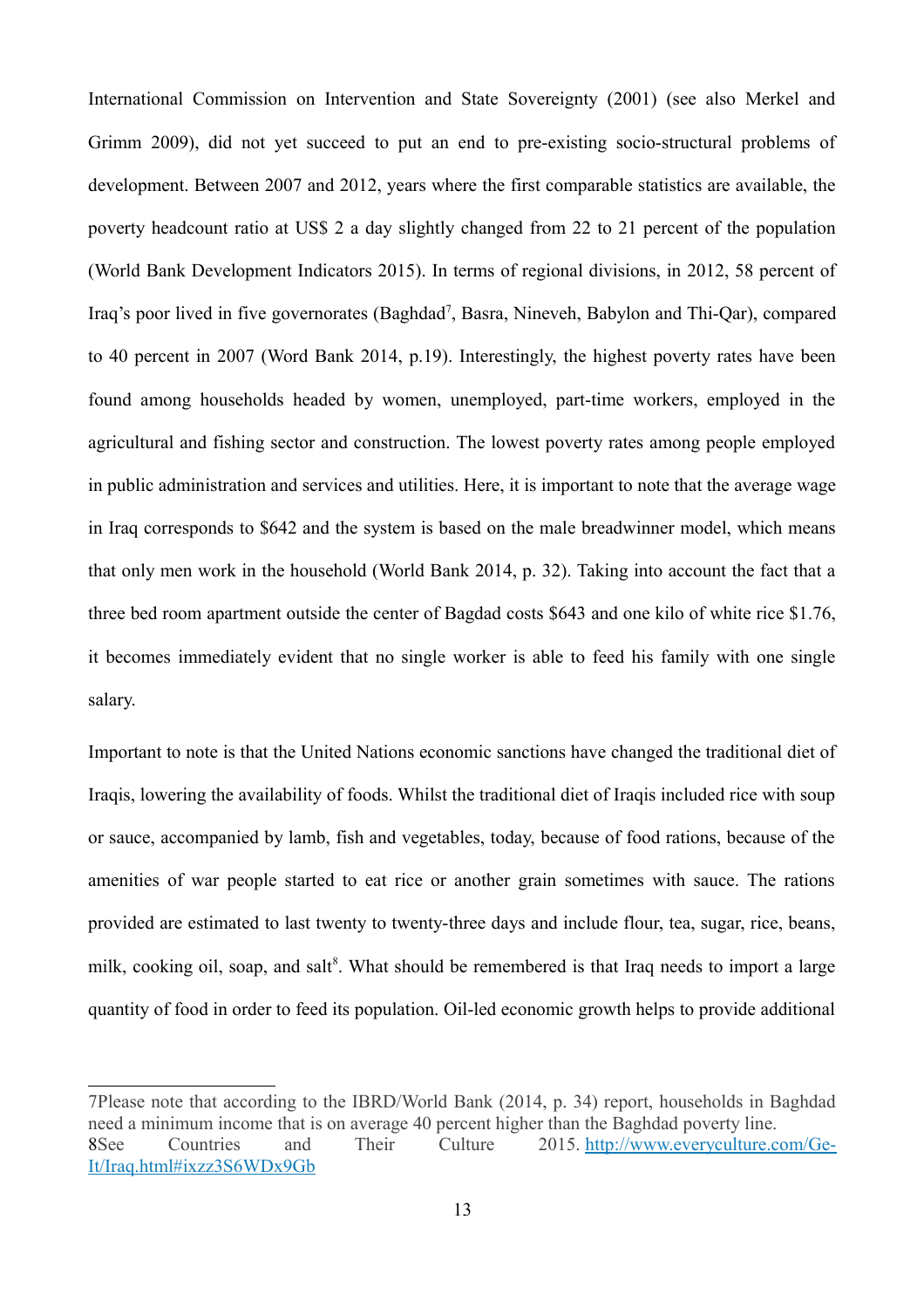International Commission on Intervention and State Sovereignty (2001) (see also Merkel and Grimm 2009), did not yet succeed to put an end to pre-existing socio-structural problems of development. Between 2007 and 2012, years where the first comparable statistics are available, the poverty headcount ratio at US$ 2 a day slightly changed from 22 to 21 percent of the population (World Bank Development Indicators 2015). In terms of regional divisions, in 2012, 58 percent of Iraq's poor lived in five governorates (Baghdad[7], Basra, Nineveh, Babylon and Thi-Qar), compared to 40 percent in 2007 (Word Bank 2014, p.19). Interestingly, the highest poverty rates have been found among households headed by women, unemployed, part-time workers, employed in the agricultural and fishing sector and construction. The lowest poverty rates among people employed in public administration and services and utilities. Here, it is important to note that the average wage in Iraq corresponds to $642 and the system is based on the male breadwinner model, which means that only men work in the household (World Bank 2014, p. 32). Taking into account the fact that a three bed room apartment outside the center of Bagdad costs $643 and one kilo of white rice $1.76, it becomes immediately evident that no single worker is able to feed his family with one single salary.

Important to note is that the United Nations economic sanctions have changed the traditional diet of Iraqis, lowering the availability of foods. Whilst the traditional diet of Iraqis included rice with soup or sauce, accompanied by lamb, fish and vegetables, today, because of food rations, because of the amenities of war people started to eat rice or another grain sometimes with sauce. The rations provided are estimated to last twenty to twenty-three days and include flour, tea, sugar, rice, beans, milk, cooking oil, soap, and salt[8]. What should be remembered is that Iraq needs to import a large quantity of food in order to feed its population. Oil-led economic growth helps to provide additional

---

7Please note that according to the IBRD/World Bank (2014, p. 34) report, households in Baghdad need a minimum income that is on average 40 percent higher than the Baghdad poverty line.

8See Countries and Their Culture 2015. [http://www.everyculture.com/Ge-It/Iraq.html#ixzz3S6WDx9Gb](http://www.everyculture.com/Ge-It/Iraq.html#ixzz3S6WDx9Gb)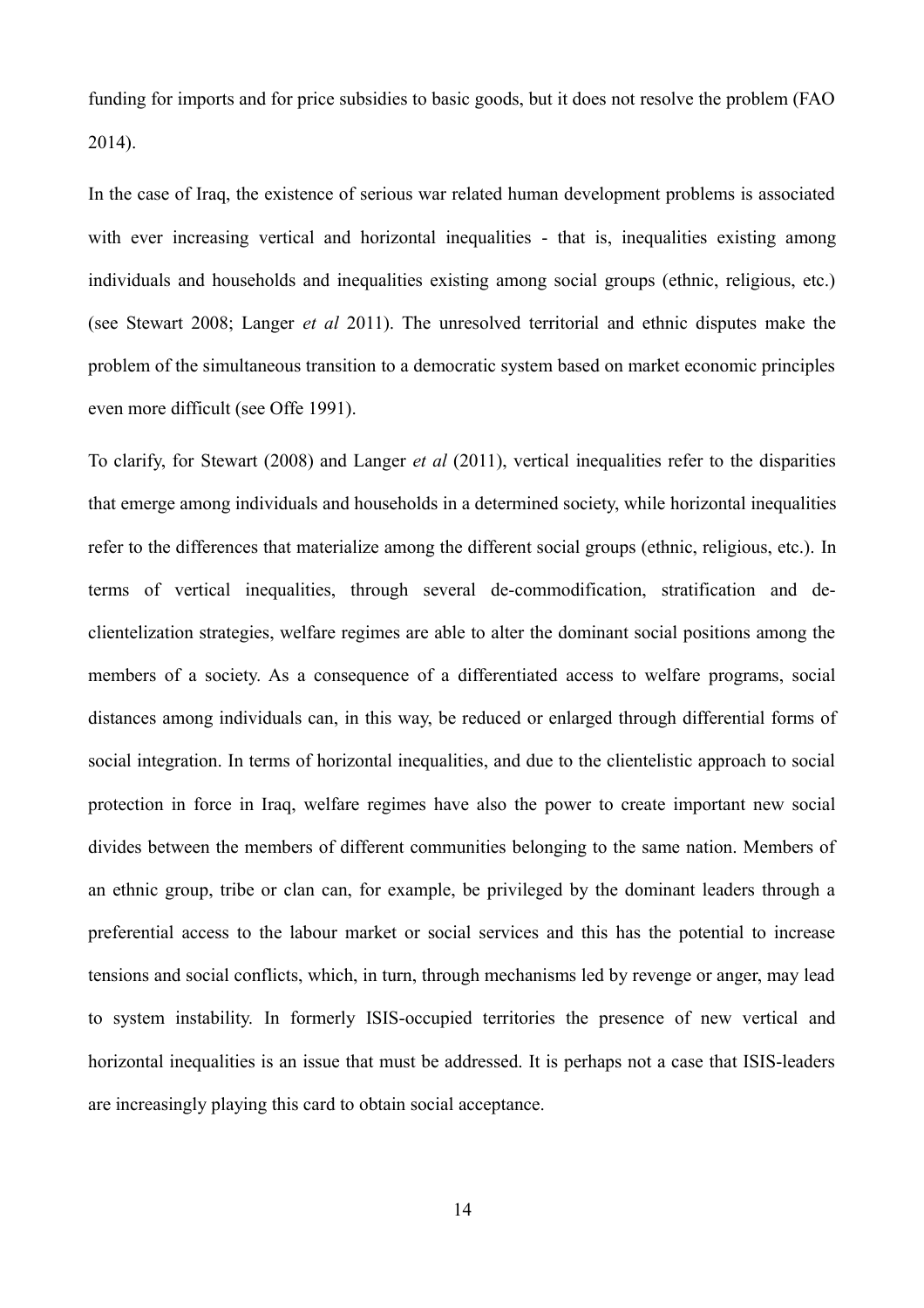funding for imports and for price subsidies to basic goods, but it does not resolve the problem (FAO 2014).

In the case of Iraq, the existence of serious war related human development problems is associated with ever increasing vertical and horizontal inequalities - that is, inequalities existing among individuals and households and inequalities existing among social groups (ethnic, religious, etc.) (see Stewart 2008; Langer *et al* 2011). The unresolved territorial and ethnic disputes make the problem of the simultaneous transition to a democratic system based on market economic principles even more difficult (see Offe 1991).

To clarify, for Stewart (2008) and Langer *et al* (2011), vertical inequalities refer to the disparities that emerge among individuals and households in a determined society, while horizontal inequalities refer to the differences that materialize among the different social groups (ethnic, religious, etc.). In terms of vertical inequalities, through several de-commodification, stratification and de-clientelization strategies, welfare regimes are able to alter the dominant social positions among the members of a society. As a consequence of a differentiated access to welfare programs, social distances among individuals can, in this way, be reduced or enlarged through differential forms of social integration. In terms of horizontal inequalities, and due to the clientelistic approach to social protection in force in Iraq, welfare regimes have also the power to create important new social divides between the members of different communities belonging to the same nation. Members of an ethnic group, tribe or clan can, for example, be privileged by the dominant leaders through a preferential access to the labour market or social services and this has the potential to increase tensions and social conflicts, which, in turn, through mechanisms led by revenge or anger, may lead to system instability. In formerly ISIS-occupied territories the presence of new vertical and horizontal inequalities is an issue that must be addressed. It is perhaps not a case that ISIS-leaders are increasingly playing this card to obtain social acceptance.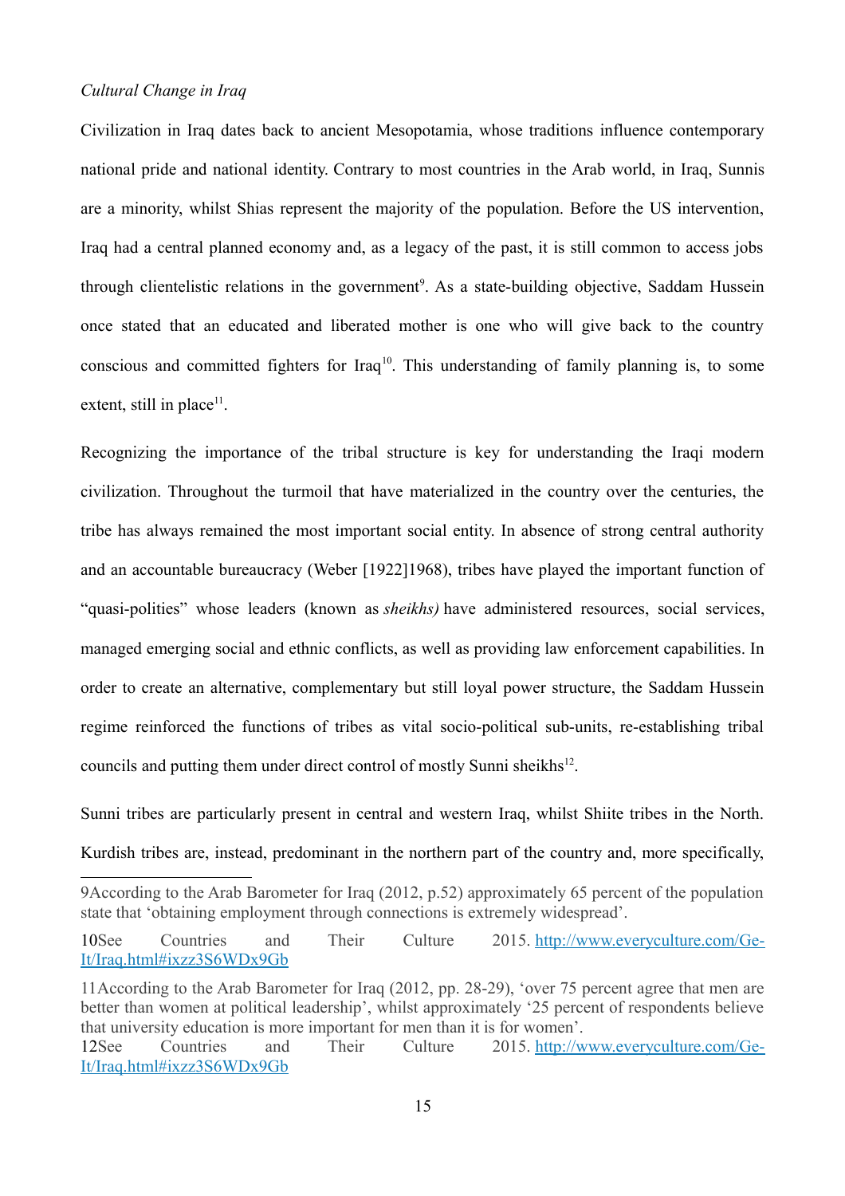*Cultural Change in Iraq*

Civilization in Iraq dates back to ancient Mesopotamia, whose traditions influence contemporary national pride and national identity. Contrary to most countries in the Arab world, in Iraq, Sunnis are a minority, whilst Shias represent the majority of the population. Before the US intervention, Iraq had a central planned economy and, as a legacy of the past, it is still common to access jobs through clientelistic relations in the government[9]. As a state-building objective, Saddam Hussein once stated that an educated and liberated mother is one who will give back to the country conscious and committed fighters for Iraq[10]. This understanding of family planning is, to some extent, still in place[11].

Recognizing the importance of the tribal structure is key for understanding the Iraqi modern civilization. Throughout the turmoil that have materialized in the country over the centuries, the tribe has always remained the most important social entity. In absence of strong central authority and an accountable bureaucracy (Weber [1922]1968), tribes have played the important function of "quasi-polities" whose leaders (known as *sheikhs)* have administered resources, social services, managed emerging social and ethnic conflicts, as well as providing law enforcement capabilities. In order to create an alternative, complementary but still loyal power structure, the Saddam Hussein regime reinforced the functions of tribes as vital socio-political sub-units, re-establishing tribal councils and putting them under direct control of mostly Sunni sheikhs[12].

Sunni tribes are particularly present in central and western Iraq, whilst Shiite tribes in the North. Kurdish tribes are, instead, predominant in the northern part of the country and, more specifically,

---

9According to the Arab Barometer for Iraq (2012, p.52) approximately 65 percent of the population state that 'obtaining employment through connections is extremely widespread'.

10See Countries and Their Culture 2015. [http://www.everyculture.com/Ge-It/Iraq.html#ixzz3S6WDx9Gb](http://www.everyculture.com/Ge-It/Iraq.html#ixzz3S6WDx9Gb)

11According to the Arab Barometer for Iraq (2012, pp. 28-29), 'over 75 percent agree that men are better than women at political leadership', whilst approximately '25 percent of respondents believe that university education is more important for men than it is for women'.

12See Countries and Their Culture 2015. [http://www.everyculture.com/Ge-It/Iraq.html#ixzz3S6WDx9Gb](http://www.everyculture.com/Ge-It/Iraq.html#ixzz3S6WDx9Gb)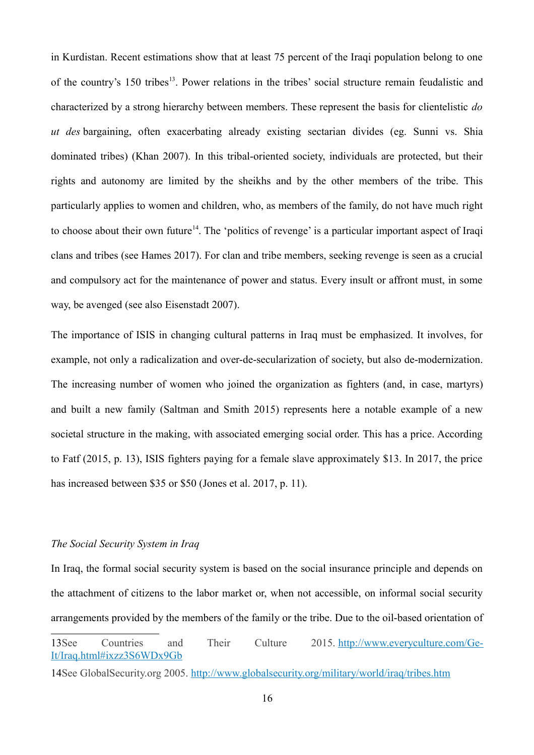in Kurdistan. Recent estimations show that at least 75 percent of the Iraqi population belong to one of the country's 150 tribes[13]. Power relations in the tribes' social structure remain feudalistic and characterized by a strong hierarchy between members. These represent the basis for clientelistic *do ut des* bargaining, often exacerbating already existing sectarian divides (eg. Sunni vs. Shia dominated tribes) (Khan 2007). In this tribal-oriented society, individuals are protected, but their rights and autonomy are limited by the sheikhs and by the other members of the tribe. This particularly applies to women and children, who, as members of the family, do not have much right to choose about their own future[14]. The 'politics of revenge' is a particular important aspect of Iraqi clans and tribes (see Hames 2017). For clan and tribe members, seeking revenge is seen as a crucial and compulsory act for the maintenance of power and status. Every insult or affront must, in some way, be avenged (see also Eisenstadt 2007).

The importance of ISIS in changing cultural patterns in Iraq must be emphasized. It involves, for example, not only a radicalization and over-de-secularization of society, but also de-modernization. The increasing number of women who joined the organization as fighters (and, in case, martyrs) and built a new family (Saltman and Smith 2015) represents here a notable example of a new societal structure in the making, with associated emerging social order. This has a price. According to Fatf (2015, p. 13), ISIS fighters paying for a female slave approximately $13. In 2017, the price has increased between $35 or $50 (Jones et al. 2017, p. 11).

### *The Social Security System in Iraq*

In Iraq, the formal social security system is based on the social insurance principle and depends on the attachment of citizens to the labor market or, when not accessible, on informal social security arrangements provided by the members of the family or the tribe. Due to the oil-based orientation of

---

13See Countries and Their Culture 2015. http://www.everyculture.com/Ge-It/Iraq.html#ixzz3S6WDx9Gb

14See GlobalSecurity.org 2005. http://www.globalsecurity.org/military/world/iraq/tribes.htm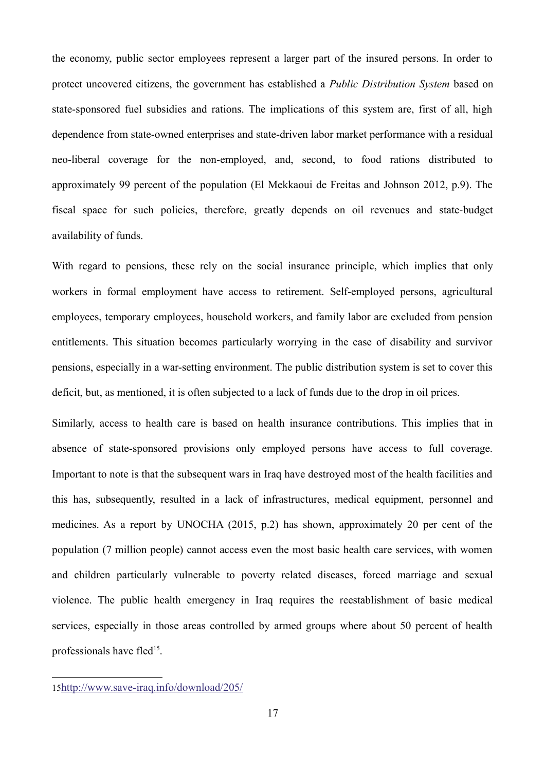the economy, public sector employees represent a larger part of the insured persons. In order to protect uncovered citizens, the government has established a *Public Distribution System* based on state-sponsored fuel subsidies and rations. The implications of this system are, first of all, high dependence from state-owned enterprises and state-driven labor market performance with a residual neo-liberal coverage for the non-employed, and, second, to food rations distributed to approximately 99 percent of the population (El Mekkaoui de Freitas and Johnson 2012, p.9). The fiscal space for such policies, therefore, greatly depends on oil revenues and state-budget availability of funds.

With regard to pensions, these rely on the social insurance principle, which implies that only workers in formal employment have access to retirement. Self-employed persons, agricultural employees, temporary employees, household workers, and family labor are excluded from pension entitlements. This situation becomes particularly worrying in the case of disability and survivor pensions, especially in a war-setting environment. The public distribution system is set to cover this deficit, but, as mentioned, it is often subjected to a lack of funds due to the drop in oil prices.

Similarly, access to health care is based on health insurance contributions. This implies that in absence of state-sponsored provisions only employed persons have access to full coverage. Important to note is that the subsequent wars in Iraq have destroyed most of the health facilities and this has, subsequently, resulted in a lack of infrastructures, medical equipment, personnel and medicines. As a report by UNOCHA (2015, p.2) has shown, approximately 20 per cent of the population (7 million people) cannot access even the most basic health care services, with women and children particularly vulnerable to poverty related diseases, forced marriage and sexual violence. The public health emergency in Iraq requires the reestablishment of basic medical services, especially in those areas controlled by armed groups where about 50 percent of health professionals have fled[15].

---

15 http://www.save-iraq.info/download/205/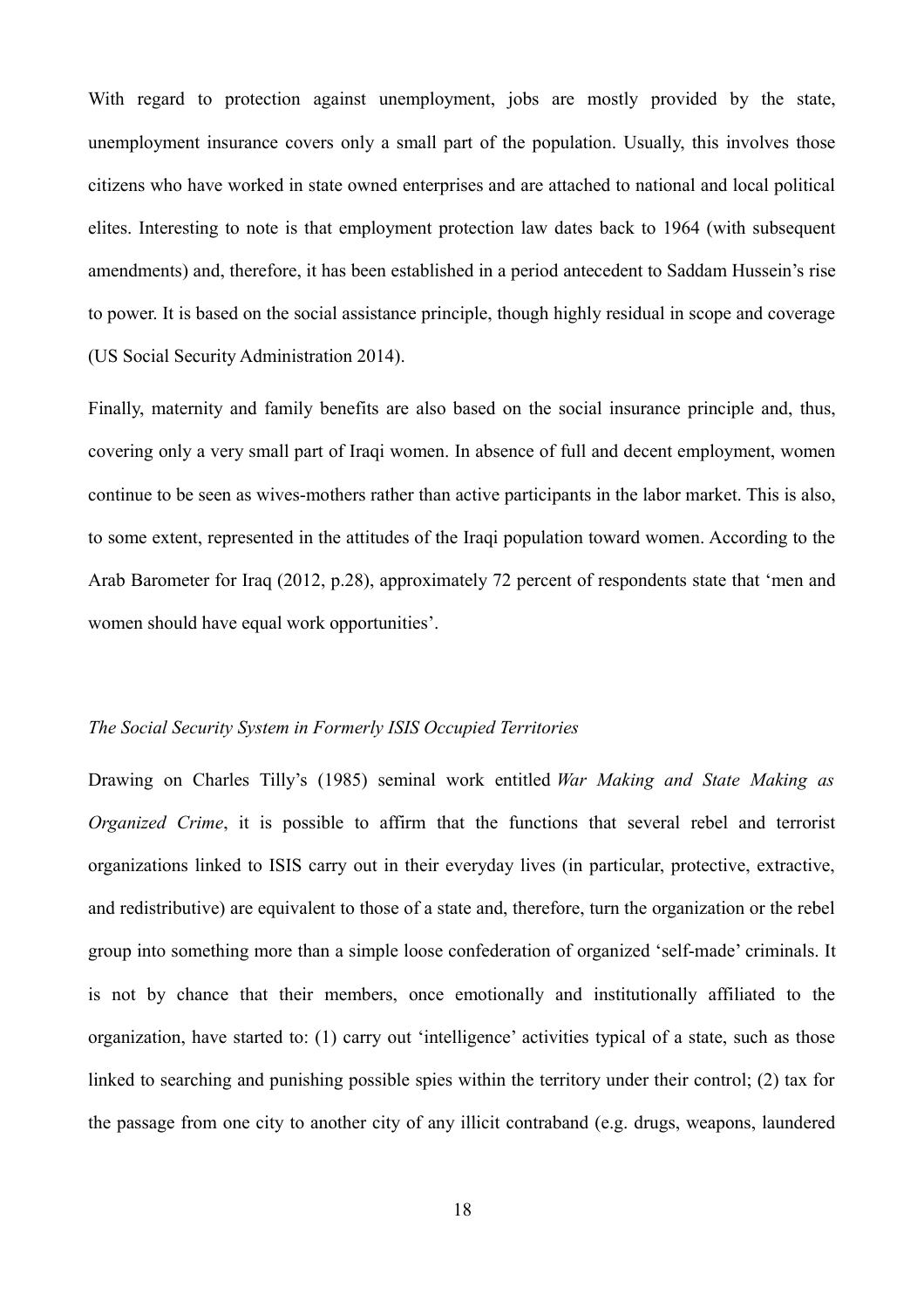With regard to protection against unemployment, jobs are mostly provided by the state, unemployment insurance covers only a small part of the population. Usually, this involves those citizens who have worked in state owned enterprises and are attached to national and local political elites. Interesting to note is that employment protection law dates back to 1964 (with subsequent amendments) and, therefore, it has been established in a period antecedent to Saddam Hussein's rise to power. It is based on the social assistance principle, though highly residual in scope and coverage (US Social Security Administration 2014).

Finally, maternity and family benefits are also based on the social insurance principle and, thus, covering only a very small part of Iraqi women. In absence of full and decent employment, women continue to be seen as wives-mothers rather than active participants in the labor market. This is also, to some extent, represented in the attitudes of the Iraqi population toward women. According to the Arab Barometer for Iraq (2012, p.28), approximately 72 percent of respondents state that 'men and women should have equal work opportunities'.

*The Social Security System in Formerly ISIS Occupied Territories*

Drawing on Charles Tilly's (1985) seminal work entitled *War Making and State Making as Organized Crime*, it is possible to affirm that the functions that several rebel and terrorist organizations linked to ISIS carry out in their everyday lives (in particular, protective, extractive, and redistributive) are equivalent to those of a state and, therefore, turn the organization or the rebel group into something more than a simple loose confederation of organized 'self-made' criminals. It is not by chance that their members, once emotionally and institutionally affiliated to the organization, have started to: (1) carry out 'intelligence' activities typical of a state, such as those linked to searching and punishing possible spies within the territory under their control; (2) tax for the passage from one city to another city of any illicit contraband (e.g. drugs, weapons, laundered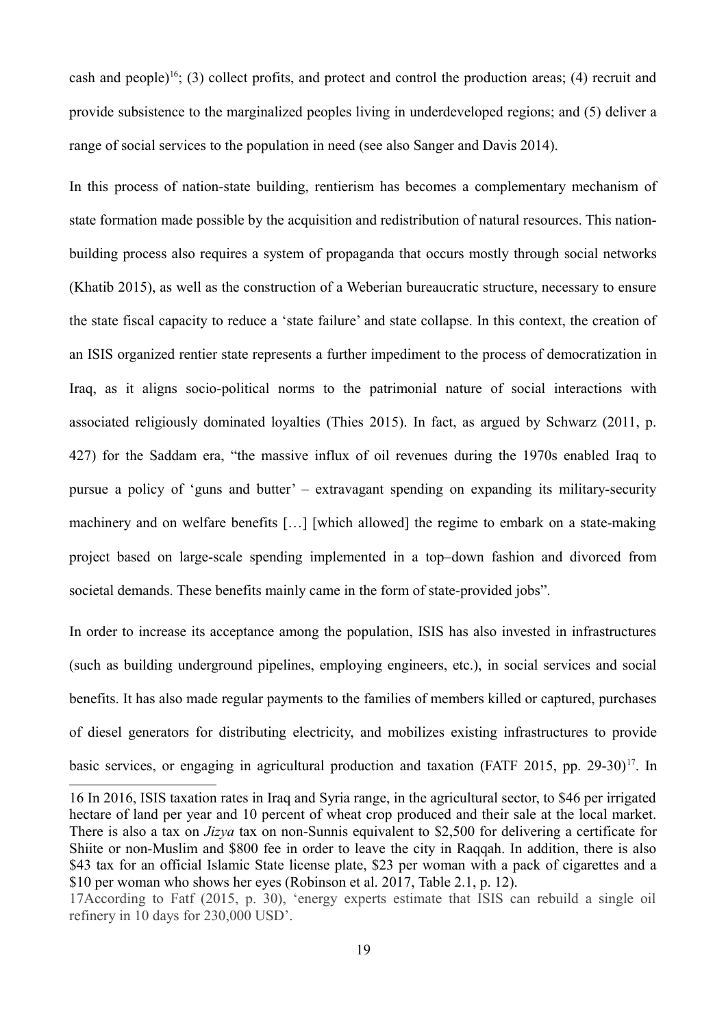cash and people)[16]; (3) collect profits, and protect and control the production areas; (4) recruit and provide subsistence to the marginalized peoples living in underdeveloped regions; and (5) deliver a range of social services to the population in need (see also Sanger and Davis 2014).

In this process of nation-state building, rentierism has becomes a complementary mechanism of state formation made possible by the acquisition and redistribution of natural resources. This nation-building process also requires a system of propaganda that occurs mostly through social networks (Khatib 2015), as well as the construction of a Weberian bureaucratic structure, necessary to ensure the state fiscal capacity to reduce a 'state failure' and state collapse. In this context, the creation of an ISIS organized rentier state represents a further impediment to the process of democratization in Iraq, as it aligns socio-political norms to the patrimonial nature of social interactions with associated religiously dominated loyalties (Thies 2015). In fact, as argued by Schwarz (2011, p. 427) for the Saddam era, "the massive influx of oil revenues during the 1970s enabled Iraq to pursue a policy of 'guns and butter' – extravagant spending on expanding its military-security machinery and on welfare benefits […] [which allowed] the regime to embark on a state-making project based on large-scale spending implemented in a top–down fashion and divorced from societal demands. These benefits mainly came in the form of state-provided jobs".

In order to increase its acceptance among the population, ISIS has also invested in infrastructures (such as building underground pipelines, employing engineers, etc.), in social services and social benefits. It has also made regular payments to the families of members killed or captured, purchases of diesel generators for distributing electricity, and mobilizes existing infrastructures to provide basic services, or engaging in agricultural production and taxation (FATF 2015, pp. 29-30)[17]. In

16 In 2016, ISIS taxation rates in Iraq and Syria range, in the agricultural sector, to $46 per irrigated hectare of land per year and 10 percent of wheat crop produced and their sale at the local market. There is also a tax on *Jizya* tax on non-Sunnis equivalent to $2,500 for delivering a certificate for Shiite or non-Muslim and $800 fee in order to leave the city in Raqqah. In addition, there is also $43 tax for an official Islamic State license plate, $23 per woman with a pack of cigarettes and a $10 per woman who shows her eyes (Robinson et al. 2017, Table 2.1, p. 12).

17According to Fatf (2015, p. 30), 'energy experts estimate that ISIS can rebuild a single oil refinery in 10 days for 230,000 USD'.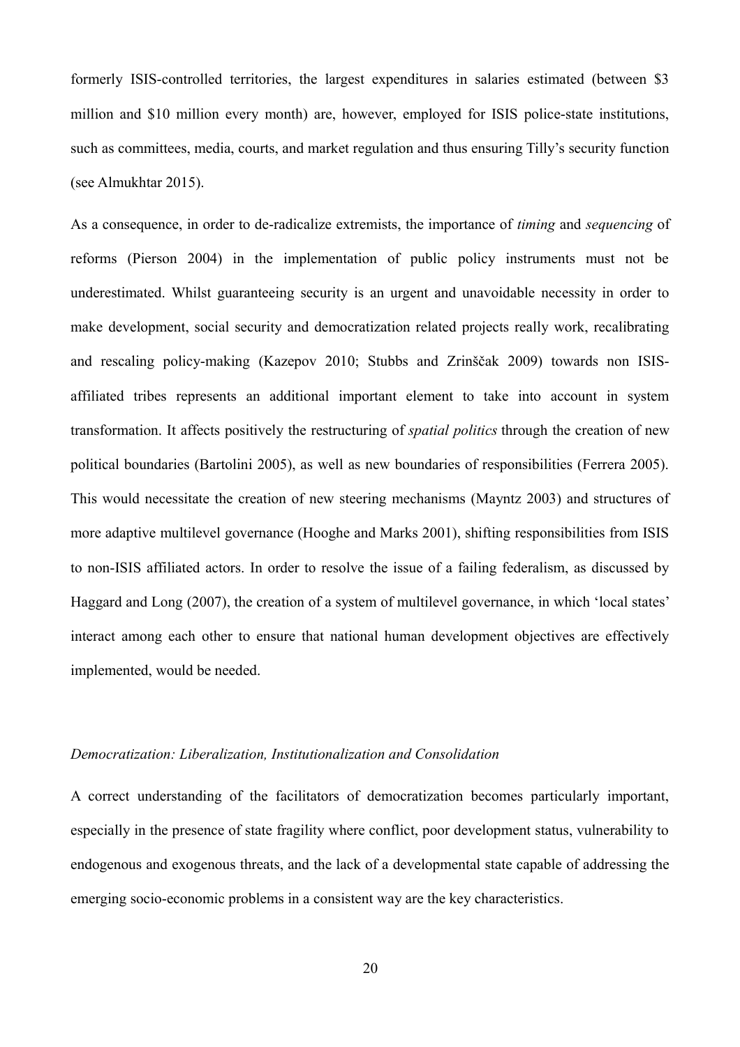formerly ISIS-controlled territories, the largest expenditures in salaries estimated (between $3 million and $10 million every month) are, however, employed for ISIS police-state institutions, such as committees, media, courts, and market regulation and thus ensuring Tilly's security function (see Almukhtar 2015).

As a consequence, in order to de-radicalize extremists, the importance of *timing* and *sequencing* of reforms (Pierson 2004) in the implementation of public policy instruments must not be underestimated. Whilst guaranteeing security is an urgent and unavoidable necessity in order to make development, social security and democratization related projects really work, recalibrating and rescaling policy-making (Kazepov 2010; Stubbs and Zrinščak 2009) towards non ISIS-affiliated tribes represents an additional important element to take into account in system transformation. It affects positively the restructuring of *spatial politics* through the creation of new political boundaries (Bartolini 2005), as well as new boundaries of responsibilities (Ferrera 2005). This would necessitate the creation of new steering mechanisms (Mayntz 2003) and structures of more adaptive multilevel governance (Hooghe and Marks 2001), shifting responsibilities from ISIS to non-ISIS affiliated actors. In order to resolve the issue of a failing federalism, as discussed by Haggard and Long (2007), the creation of a system of multilevel governance, in which 'local states' interact among each other to ensure that national human development objectives are effectively implemented, would be needed.

### *Democratization: Liberalization, Institutionalization and Consolidation*

A correct understanding of the facilitators of democratization becomes particularly important, especially in the presence of state fragility where conflict, poor development status, vulnerability to endogenous and exogenous threats, and the lack of a developmental state capable of addressing the emerging socio-economic problems in a consistent way are the key characteristics.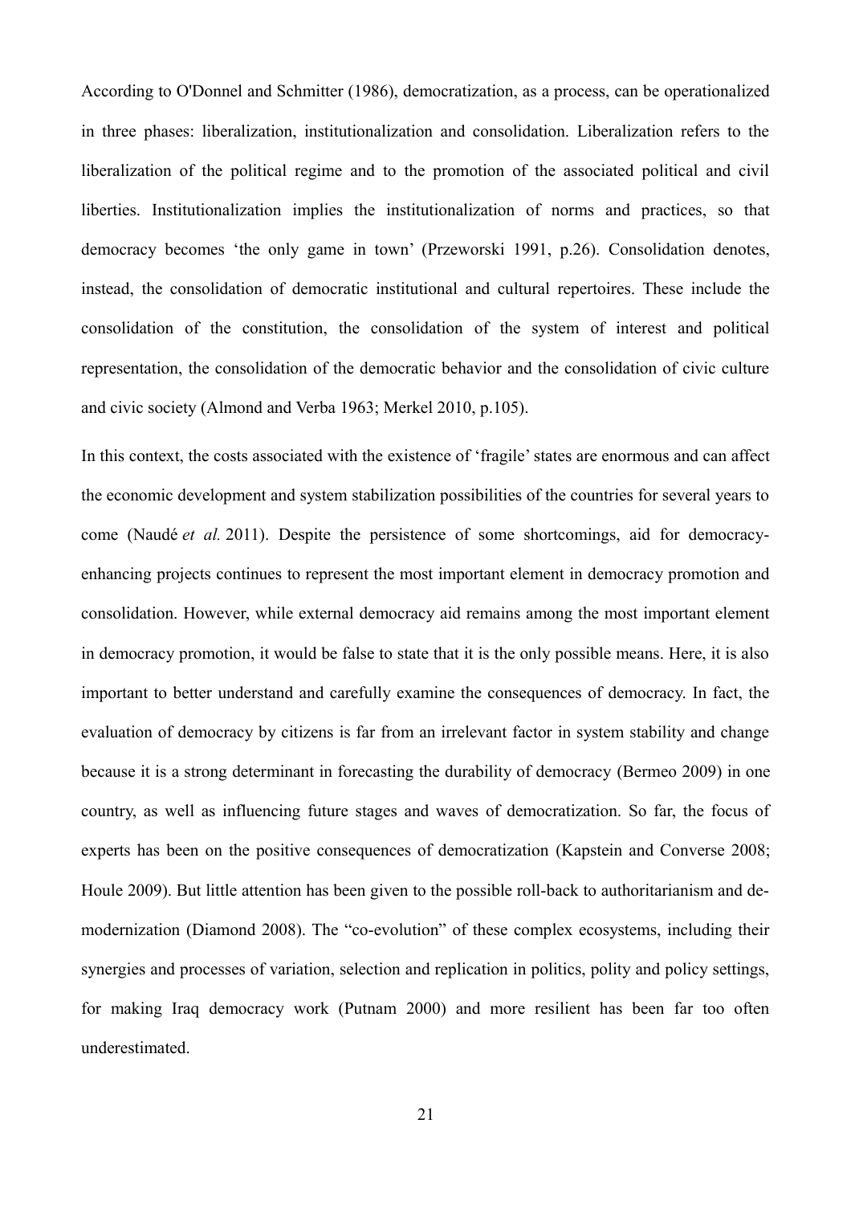According to O'Donnel and Schmitter (1986), democratization, as a process, can be operationalized in three phases: liberalization, institutionalization and consolidation. Liberalization refers to the liberalization of the political regime and to the promotion of the associated political and civil liberties. Institutionalization implies the institutionalization of norms and practices, so that democracy becomes 'the only game in town' (Przeworski 1991, p.26). Consolidation denotes, instead, the consolidation of democratic institutional and cultural repertoires. These include the consolidation of the constitution, the consolidation of the system of interest and political representation, the consolidation of the democratic behavior and the consolidation of civic culture and civic society (Almond and Verba 1963; Merkel 2010, p.105).

In this context, the costs associated with the existence of 'fragile' states are enormous and can affect the economic development and system stabilization possibilities of the countries for several years to come (Naudé *et al.* 2011). Despite the persistence of some shortcomings, aid for democracy-enhancing projects continues to represent the most important element in democracy promotion and consolidation. However, while external democracy aid remains among the most important element in democracy promotion, it would be false to state that it is the only possible means. Here, it is also important to better understand and carefully examine the consequences of democracy. In fact, the evaluation of democracy by citizens is far from an irrelevant factor in system stability and change because it is a strong determinant in forecasting the durability of democracy (Bermeo 2009) in one country, as well as influencing future stages and waves of democratization. So far, the focus of experts has been on the positive consequences of democratization (Kapstein and Converse 2008; Houle 2009). But little attention has been given to the possible roll-back to authoritarianism and de-modernization (Diamond 2008). The "co-evolution" of these complex ecosystems, including their synergies and processes of variation, selection and replication in politics, polity and policy settings, for making Iraq democracy work (Putnam 2000) and more resilient has been far too often underestimated.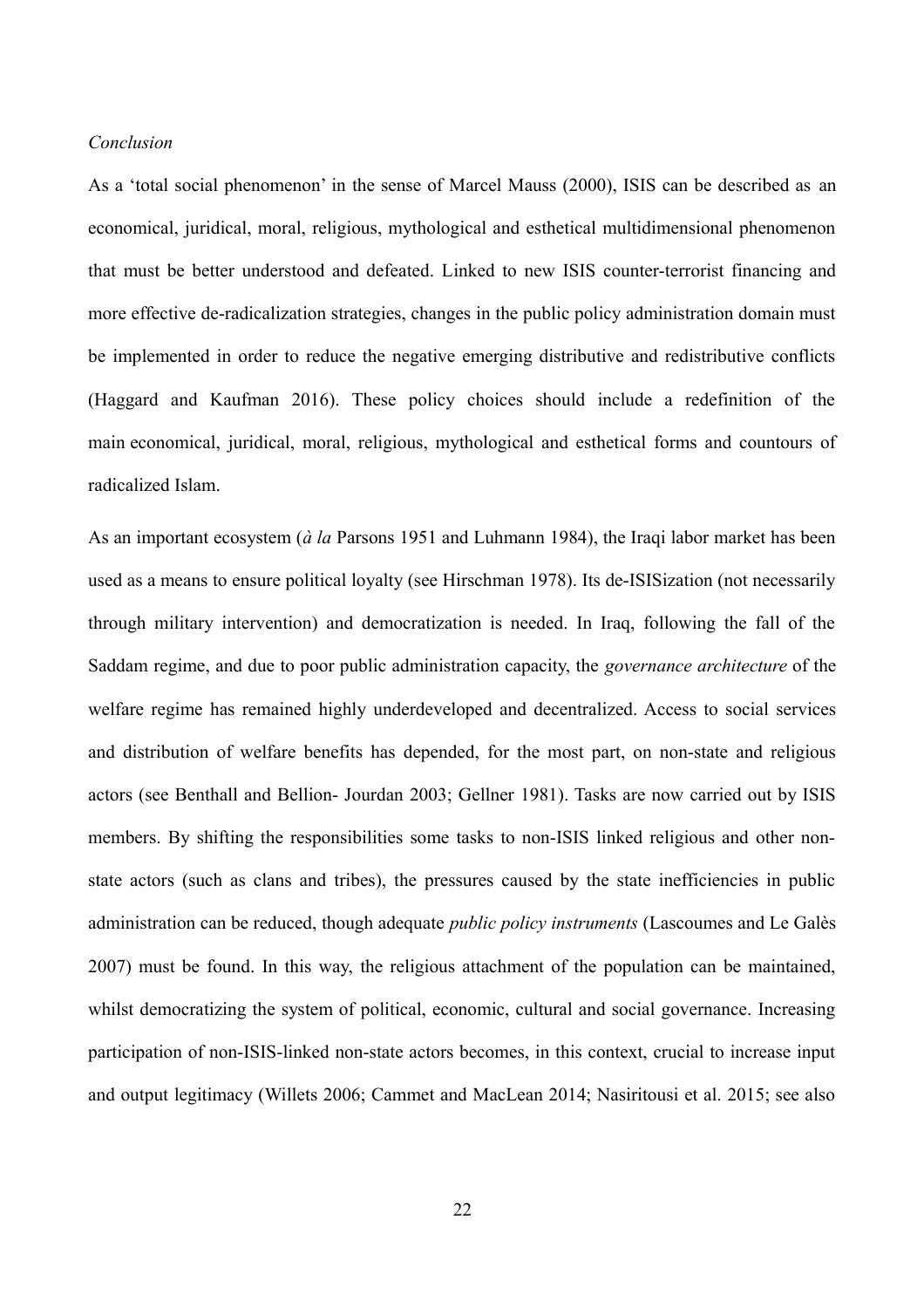*Conclusion*

As a 'total social phenomenon' in the sense of Marcel Mauss (2000), ISIS can be described as an economical, juridical, moral, religious, mythological and esthetical multidimensional phenomenon that must be better understood and defeated. Linked to new ISIS counter-terrorist financing and more effective de-radicalization strategies, changes in the public policy administration domain must be implemented in order to reduce the negative emerging distributive and redistributive conflicts (Haggard and Kaufman 2016). These policy choices should include a redefinition of the main economical, juridical, moral, religious, mythological and esthetical forms and countours of radicalized Islam.

As an important ecosystem (*à la* Parsons 1951 and Luhmann 1984), the Iraqi labor market has been used as a means to ensure political loyalty (see Hirschman 1978). Its de-ISISization (not necessarily through military intervention) and democratization is needed. In Iraq, following the fall of the Saddam regime, and due to poor public administration capacity, the *governance architecture* of the welfare regime has remained highly underdeveloped and decentralized. Access to social services and distribution of welfare benefits has depended, for the most part, on non-state and religious actors (see Benthall and Bellion- Jourdan 2003; Gellner 1981). Tasks are now carried out by ISIS members. By shifting the responsibilities some tasks to non-ISIS linked religious and other non-state actors (such as clans and tribes), the pressures caused by the state inefficiencies in public administration can be reduced, though adequate *public policy instruments* (Lascoumes and Le Galès 2007) must be found. In this way, the religious attachment of the population can be maintained, whilst democratizing the system of political, economic, cultural and social governance. Increasing participation of non-ISIS-linked non-state actors becomes, in this context, crucial to increase input and output legitimacy (Willets 2006; Cammet and MacLean 2014; Nasiritousi et al. 2015; see also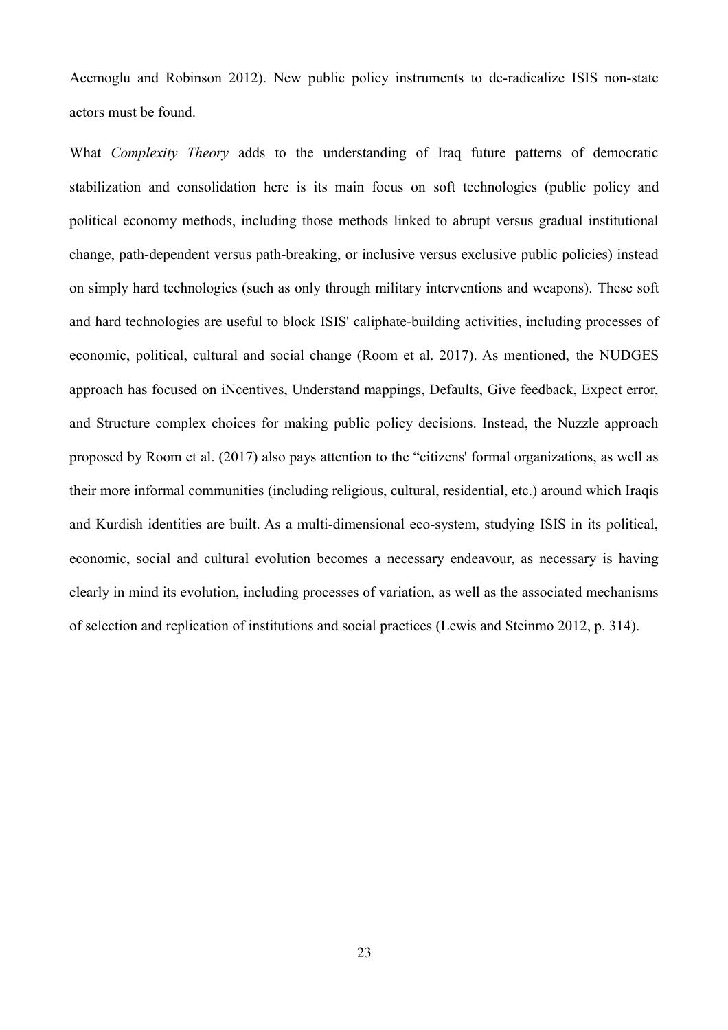Acemoglu and Robinson 2012). New public policy instruments to de-radicalize ISIS non-state actors must be found.

What *Complexity Theory* adds to the understanding of Iraq future patterns of democratic stabilization and consolidation here is its main focus on soft technologies (public policy and political economy methods, including those methods linked to abrupt versus gradual institutional change, path-dependent versus path-breaking, or inclusive versus exclusive public policies) instead on simply hard technologies (such as only through military interventions and weapons). These soft and hard technologies are useful to block ISIS' caliphate-building activities, including processes of economic, political, cultural and social change (Room et al. 2017). As mentioned, the NUDGES approach has focused on iNcentives, Understand mappings, Defaults, Give feedback, Expect error, and Structure complex choices for making public policy decisions. Instead, the Nuzzle approach proposed by Room et al. (2017) also pays attention to the "citizens' formal organizations, as well as their more informal communities (including religious, cultural, residential, etc.) around which Iraqis and Kurdish identities are built. As a multi-dimensional eco-system, studying ISIS in its political, economic, social and cultural evolution becomes a necessary endeavour, as necessary is having clearly in mind its evolution, including processes of variation, as well as the associated mechanisms of selection and replication of institutions and social practices (Lewis and Steinmo 2012, p. 314).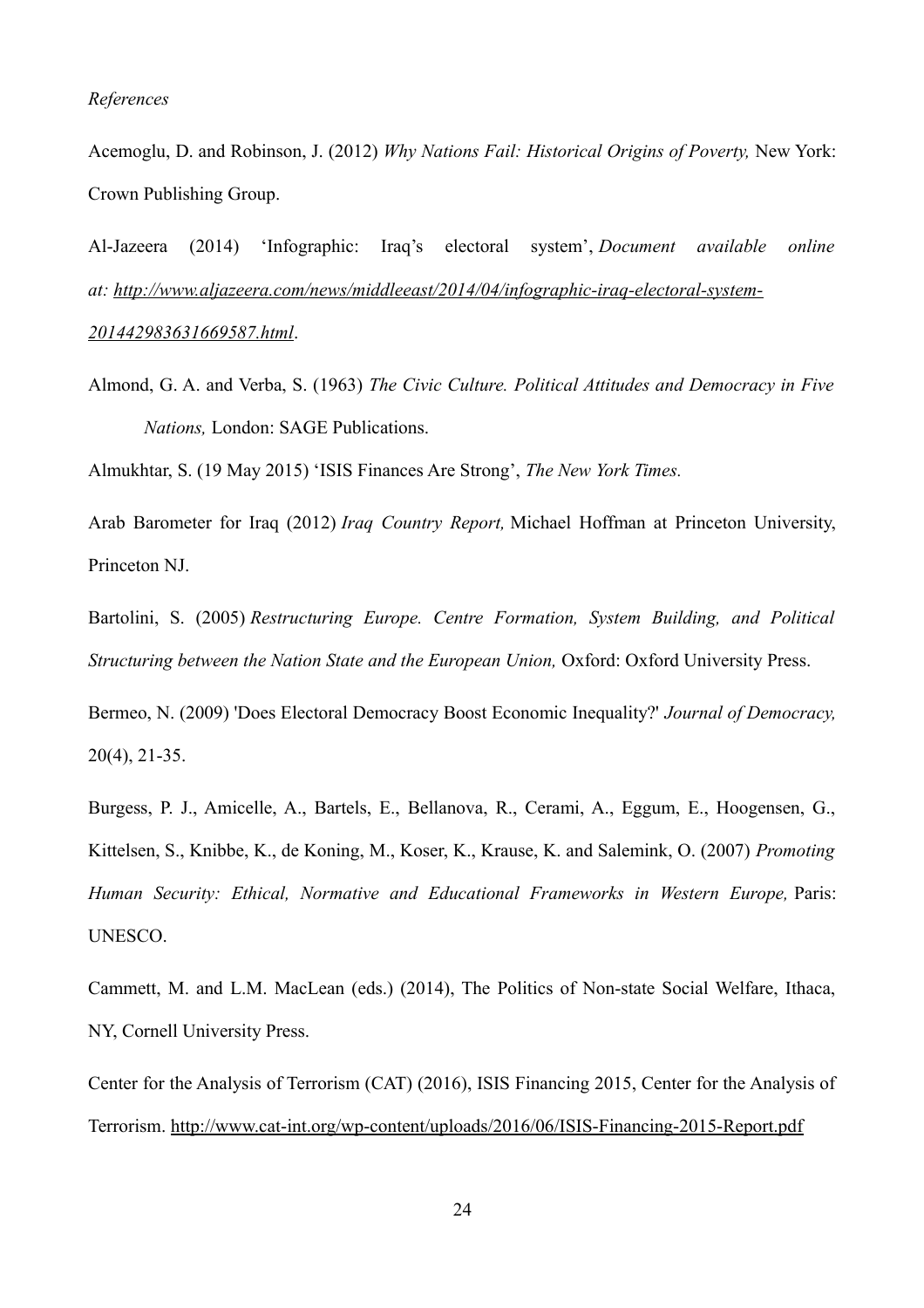*References*

Acemoglu, D. and Robinson, J. (2012) *Why Nations Fail: Historical Origins of Poverty,* New York: Crown Publishing Group.

Al-Jazeera (2014) 'Infographic: Iraq's electoral system', *Document available online at: http://www.aljazeera.com/news/middleeast/2014/04/infographic-iraq-electoral-system-201442983631669587.html*.

Almond, G. A. and Verba, S. (1963) *The Civic Culture. Political Attitudes and Democracy in Five Nations,* London: SAGE Publications.

Almukhtar, S. (19 May 2015) 'ISIS Finances Are Strong', *The New York Times.*

Arab Barometer for Iraq (2012) *Iraq Country Report,* Michael Hoffman at Princeton University, Princeton NJ.

Bartolini, S. (2005) *Restructuring Europe. Centre Formation, System Building, and Political Structuring between the Nation State and the European Union,* Oxford: Oxford University Press.

Bermeo, N. (2009) 'Does Electoral Democracy Boost Economic Inequality?' *Journal of Democracy,* 20(4), 21-35.

Burgess, P. J., Amicelle, A., Bartels, E., Bellanova, R., Cerami, A., Eggum, E., Hoogensen, G., Kittelsen, S., Knibbe, K., de Koning, M., Koser, K., Krause, K. and Salemink, O. (2007) *Promoting Human Security: Ethical, Normative and Educational Frameworks in Western Europe,* Paris: UNESCO.

Cammett, M. and L.M. MacLean (eds.) (2014), The Politics of Non-state Social Welfare, Ithaca, NY, Cornell University Press.

Center for the Analysis of Terrorism (CAT) (2016), ISIS Financing 2015, Center for the Analysis of Terrorism. http://www.cat-int.org/wp-content/uploads/2016/06/ISIS-Financing-2015-Report.pdf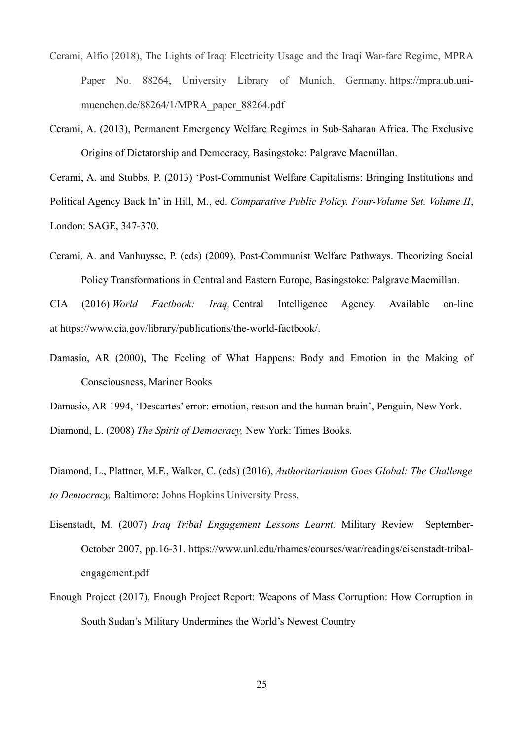Cerami, Alfio (2018), The Lights of Iraq: Electricity Usage and the Iraqi War-fare Regime, MPRA Paper No. 88264, University Library of Munich, Germany. https://mpra.ub.uni-muenchen.de/88264/1/MPRA_paper_88264.pdf

Cerami, A. (2013), Permanent Emergency Welfare Regimes in Sub-Saharan Africa. The Exclusive Origins of Dictatorship and Democracy, Basingstoke: Palgrave Macmillan.

Cerami, A. and Stubbs, P. (2013) 'Post-Communist Welfare Capitalisms: Bringing Institutions and Political Agency Back In' in Hill, M., ed. *Comparative Public Policy. Four-Volume Set. Volume II*, London: SAGE, 347-370.

Cerami, A. and Vanhuysse, P. (eds) (2009), Post-Communist Welfare Pathways. Theorizing Social Policy Transformations in Central and Eastern Europe, Basingstoke: Palgrave Macmillan.

CIA (2016) *World Factbook: Iraq,* Central Intelligence Agency. Available on-line at https://www.cia.gov/library/publications/the-world-factbook/.

Damasio, AR (2000), The Feeling of What Happens: Body and Emotion in the Making of Consciousness, Mariner Books

Damasio, AR 1994, 'Descartes' error: emotion, reason and the human brain', Penguin, New York.

Diamond, L. (2008) *The Spirit of Democracy,* New York: Times Books.

Diamond, L., Plattner, M.F., Walker, C. (eds) (2016), *Authoritarianism Goes Global: The Challenge to Democracy,* Baltimore: Johns Hopkins University Press.

Eisenstadt, M. (2007) *Iraq Tribal Engagement Lessons Learnt.* Military Review September-October 2007, pp.16-31. https://www.unl.edu/rhames/courses/war/readings/eisenstadt-tribal-engagement.pdf

Enough Project (2017), Enough Project Report: Weapons of Mass Corruption: How Corruption in South Sudan's Military Undermines the World's Newest Country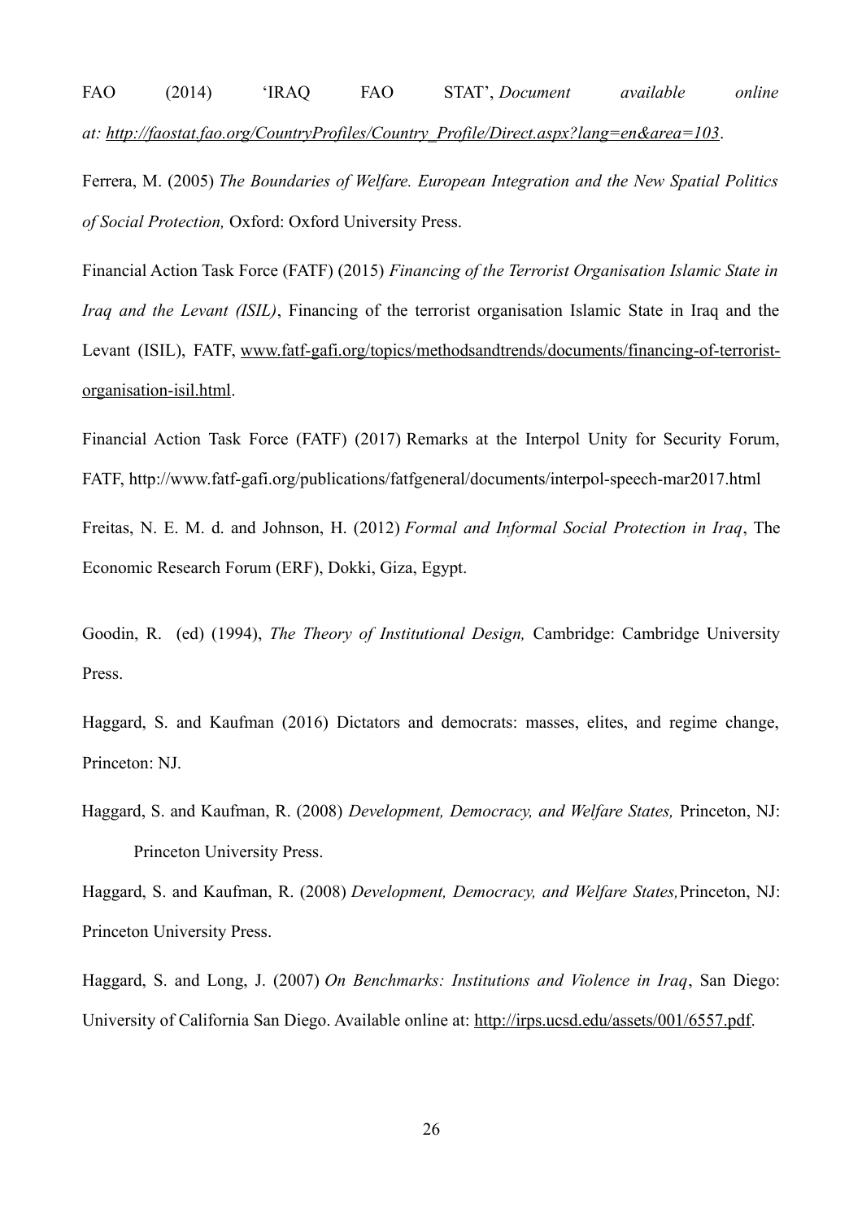FAO (2014) 'IRAQ FAO STAT', *Document available online at: http://faostat.fao.org/CountryProfiles/Country_Profile/Direct.aspx?lang=en&area=103*.

Ferrera, M. (2005) *The Boundaries of Welfare. European Integration and the New Spatial Politics of Social Protection,* Oxford: Oxford University Press.

Financial Action Task Force (FATF) (2015) *Financing of the Terrorist Organisation Islamic State in Iraq and the Levant (ISIL)*, Financing of the terrorist organisation Islamic State in Iraq and the Levant (ISIL), FATF, www.fatf-gafi.org/topics/methodsandtrends/documents/financing-of-terrorist-organisation-isil.html.

Financial Action Task Force (FATF) (2017) Remarks at the Interpol Unity for Security Forum, FATF, http://www.fatf-gafi.org/publications/fatfgeneral/documents/interpol-speech-mar2017.html

Freitas, N. E. M. d. and Johnson, H. (2012) *Formal and Informal Social Protection in Iraq*, The Economic Research Forum (ERF), Dokki, Giza, Egypt.

Goodin, R. (ed) (1994), *The Theory of Institutional Design,* Cambridge: Cambridge University Press.

Haggard, S. and Kaufman (2016) Dictators and democrats: masses, elites, and regime change, Princeton: NJ.

Haggard, S. and Kaufman, R. (2008) *Development, Democracy, and Welfare States,* Princeton, NJ: Princeton University Press.

Haggard, S. and Kaufman, R. (2008) *Development, Democracy, and Welfare States,* Princeton, NJ: Princeton University Press.

Haggard, S. and Long, J. (2007) *On Benchmarks: Institutions and Violence in Iraq*, San Diego: University of California San Diego. Available online at: http://irps.ucsd.edu/assets/001/6557.pdf.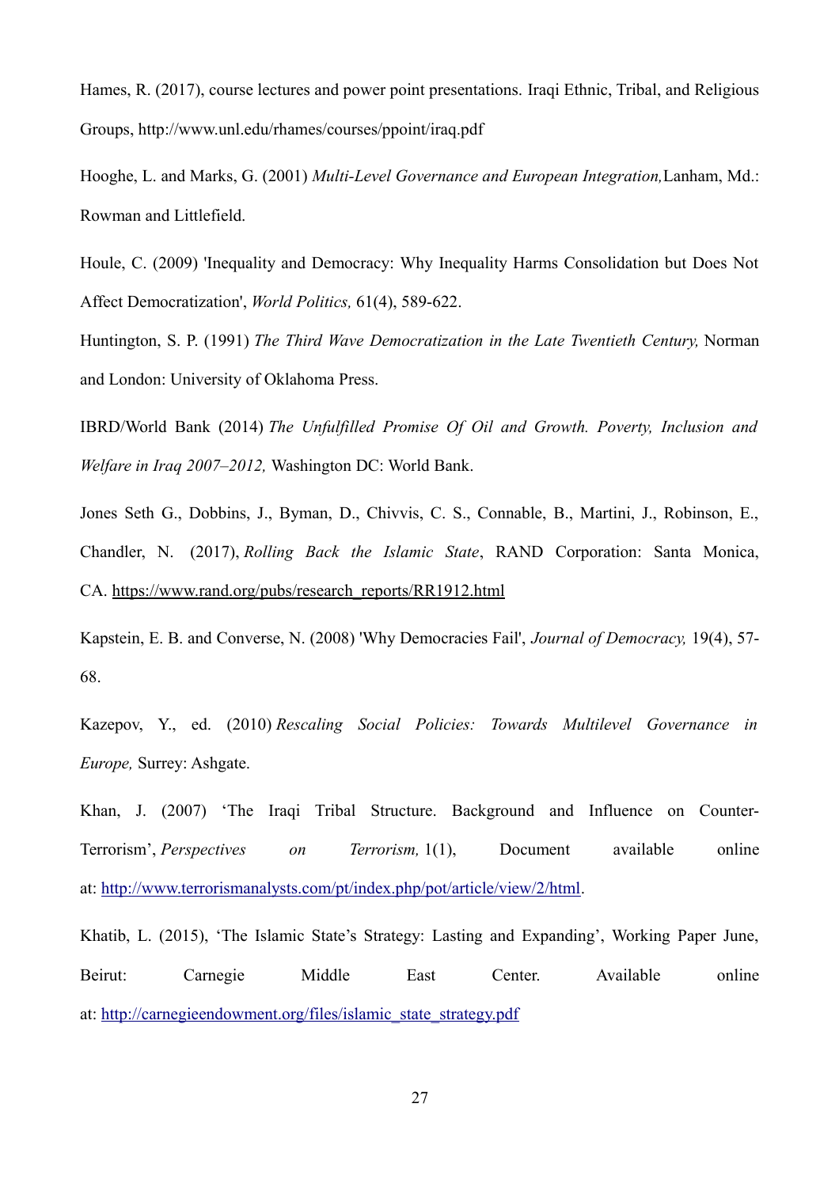Hames, R. (2017), course lectures and power point presentations. Iraqi Ethnic, Tribal, and Religious Groups, http://www.unl.edu/rhames/courses/ppoint/iraq.pdf

Hooghe, L. and Marks, G. (2001) *Multi-Level Governance and European Integration,* Lanham, Md.: Rowman and Littlefield.

Houle, C. (2009) 'Inequality and Democracy: Why Inequality Harms Consolidation but Does Not Affect Democratization', *World Politics,* 61(4), 589-622.

Huntington, S. P. (1991) *The Third Wave Democratization in the Late Twentieth Century,* Norman and London: University of Oklahoma Press.

IBRD/World Bank (2014) *The Unfulfilled Promise Of Oil and Growth. Poverty, Inclusion and Welfare in Iraq 2007–2012,* Washington DC: World Bank.

Jones Seth G., Dobbins, J., Byman, D., Chivvis, C. S., Connable, B., Martini, J., Robinson, E., Chandler, N. (2017), *Rolling Back the Islamic State*, RAND Corporation: Santa Monica, CA. https://www.rand.org/pubs/research_reports/RR1912.html

Kapstein, E. B. and Converse, N. (2008) 'Why Democracies Fail', *Journal of Democracy,* 19(4), 57-68.

Kazepov, Y., ed. (2010) *Rescaling Social Policies: Towards Multilevel Governance in Europe,* Surrey: Ashgate.

Khan, J. (2007) 'The Iraqi Tribal Structure. Background and Influence on Counter-Terrorism', *Perspectives on Terrorism,* 1(1), Document available online at: http://www.terrorismanalysts.com/pt/index.php/pot/article/view/2/html.

Khatib, L. (2015), 'The Islamic State's Strategy: Lasting and Expanding', Working Paper June, Beirut: Carnegie Middle East Center. Available online at: http://carnegieendowment.org/files/islamic_state_strategy.pdf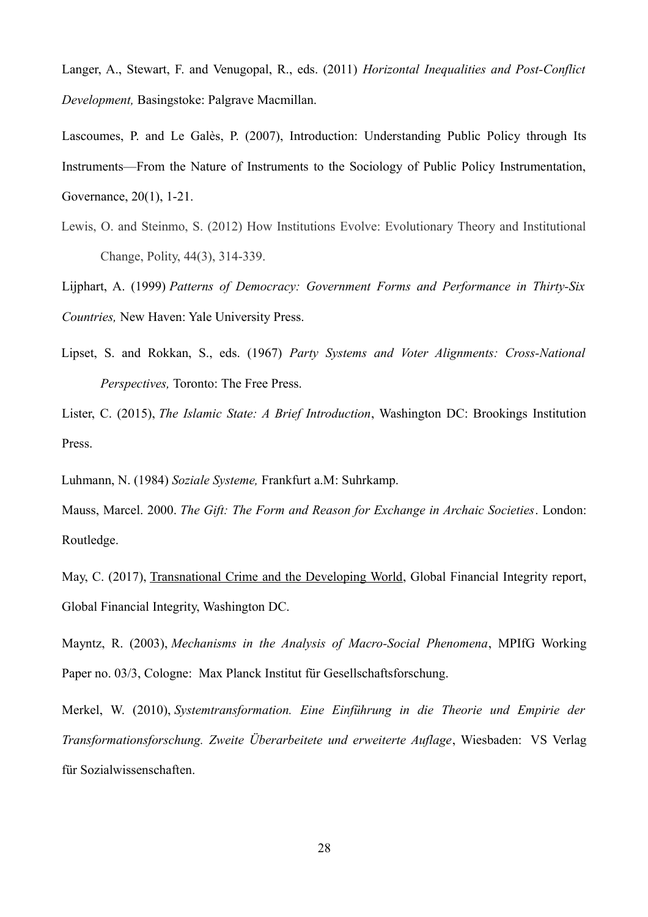Langer, A., Stewart, F. and Venugopal, R., eds. (2011) *Horizontal Inequalities and Post-Conflict Development,* Basingstoke: Palgrave Macmillan.

Lascoumes, P. and Le Galès, P. (2007), Introduction: Understanding Public Policy through Its Instruments—From the Nature of Instruments to the Sociology of Public Policy Instrumentation, Governance, 20(1), 1-21.

Lewis, O. and Steinmo, S. (2012) How Institutions Evolve: Evolutionary Theory and Institutional Change, Polity, 44(3), 314-339.

Lijphart, A. (1999) *Patterns of Democracy: Government Forms and Performance in Thirty-Six Countries,* New Haven: Yale University Press.

Lipset, S. and Rokkan, S., eds. (1967) *Party Systems and Voter Alignments: Cross-National Perspectives,* Toronto: The Free Press.

Lister, C. (2015), *The Islamic State: A Brief Introduction*, Washington DC: Brookings Institution Press.

Luhmann, N. (1984) *Soziale Systeme,* Frankfurt a.M: Suhrkamp.

Mauss, Marcel. 2000. *The Gift: The Form and Reason for Exchange in Archaic Societies*. London: Routledge.

May, C. (2017), Transnational Crime and the Developing World, Global Financial Integrity report, Global Financial Integrity, Washington DC.

Mayntz, R. (2003), *Mechanisms in the Analysis of Macro-Social Phenomena*, MPIfG Working Paper no. 03/3, Cologne: Max Planck Institut für Gesellschaftsforschung.

Merkel, W. (2010), *Systemtransformation. Eine Einführung in die Theorie und Empirie der Transformationsforschung. Zweite Überarbeitete und erweiterte Auflage*, Wiesbaden: VS Verlag für Sozialwissenschaften.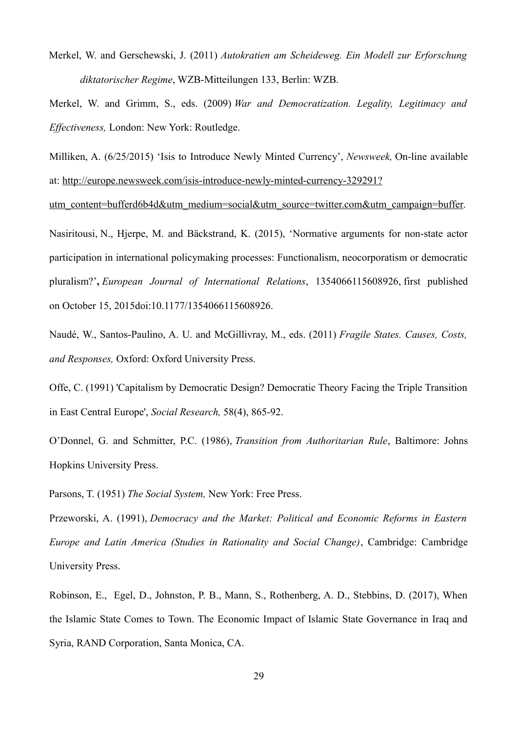Merkel, W. and Gerschewski, J. (2011) *Autokratien am Scheideweg. Ein Modell zur Erforschung diktatorischer Regime*, WZB-Mitteilungen 133, Berlin: WZB.

Merkel, W. and Grimm, S., eds. (2009) *War and Democratization. Legality, Legitimacy and Effectiveness,* London: New York: Routledge.

Milliken, A. (6/25/2015) 'Isis to Introduce Newly Minted Currency', *Newsweek,* On-line available at: http://europe.newsweek.com/isis-introduce-newly-minted-currency-329291?utm_content=bufferd6b4d&utm_medium=social&utm_source=twitter.com&utm_campaign=buffer.

Nasiritousi, N., Hjerpe, M. and Bäckstrand, K. (2015), 'Normative arguments for non-state actor participation in international policymaking processes: Functionalism, neocorporatism or democratic pluralism?'**,** *European Journal of International Relations*, 1354066115608926, first published on October 15, 2015doi:10.1177/1354066115608926.

Naudé, W., Santos-Paulino, A. U. and McGillivray, M., eds. (2011) *Fragile States. Causes, Costs, and Responses,* Oxford: Oxford University Press.

Offe, C. (1991) 'Capitalism by Democratic Design? Democratic Theory Facing the Triple Transition in East Central Europe', *Social Research,* 58(4), 865-92.

O'Donnel, G. and Schmitter, P.C. (1986), *Transition from Authoritarian Rule*, Baltimore: Johns Hopkins University Press.

Parsons, T. (1951) *The Social System,* New York: Free Press.

Przeworski, A. (1991), *Democracy and the Market: Political and Economic Reforms in Eastern Europe and Latin America (Studies in Rationality and Social Change)*, Cambridge: Cambridge University Press.

Robinson, E., Egel, D., Johnston, P. B., Mann, S., Rothenberg, A. D., Stebbins, D. (2017), When the Islamic State Comes to Town. The Economic Impact of Islamic State Governance in Iraq and Syria, RAND Corporation, Santa Monica, CA.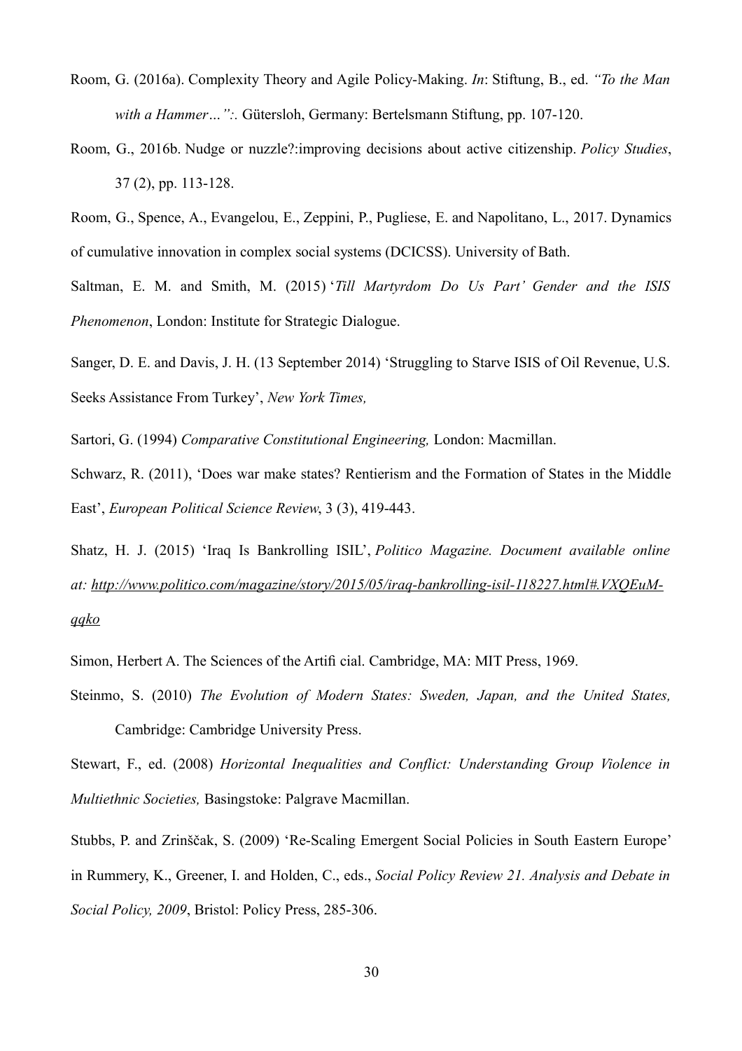Room, G. (2016a). Complexity Theory and Agile Policy-Making. *In*: Stiftung, B., ed. *"To the Man with a Hammer…":.* Gütersloh, Germany: Bertelsmann Stiftung, pp. 107-120.

Room, G., 2016b. Nudge or nuzzle?:improving decisions about active citizenship. *Policy Studies*, 37 (2), pp. 113-128.

Room, G., Spence, A., Evangelou, E., Zeppini, P., Pugliese, E. and Napolitano, L., 2017. Dynamics of cumulative innovation in complex social systems (DCICSS). University of Bath.

Saltman, E. M. and Smith, M. (2015) '*Till Martyrdom Do Us Part' Gender and the ISIS Phenomenon*, London: Institute for Strategic Dialogue.

Sanger, D. E. and Davis, J. H. (13 September 2014) 'Struggling to Starve ISIS of Oil Revenue, U.S. Seeks Assistance From Turkey', *New York Times,*

Sartori, G. (1994) *Comparative Constitutional Engineering,* London: Macmillan.

Schwarz, R. (2011), 'Does war make states? Rentierism and the Formation of States in the Middle East', *European Political Science Review*, 3 (3), 419-443.

Shatz, H. J. (2015) 'Iraq Is Bankrolling ISIL', *Politico Magazine. Document available online at: http://www.politico.com/magazine/story/2015/05/iraq-bankrolling-isil-118227.html#.VXQEuM-qqko*

Simon, Herbert A. The Sciences of the Artifi cial. Cambridge, MA: MIT Press, 1969.

Steinmo, S. (2010) *The Evolution of Modern States: Sweden, Japan, and the United States,* Cambridge: Cambridge University Press.

Stewart, F., ed. (2008) *Horizontal Inequalities and Conflict: Understanding Group Violence in Multiethnic Societies,* Basingstoke: Palgrave Macmillan.

Stubbs, P. and Zrinščak, S. (2009) 'Re-Scaling Emergent Social Policies in South Eastern Europe' in Rummery, K., Greener, I. and Holden, C., eds., *Social Policy Review 21. Analysis and Debate in Social Policy, 2009*, Bristol: Policy Press, 285-306.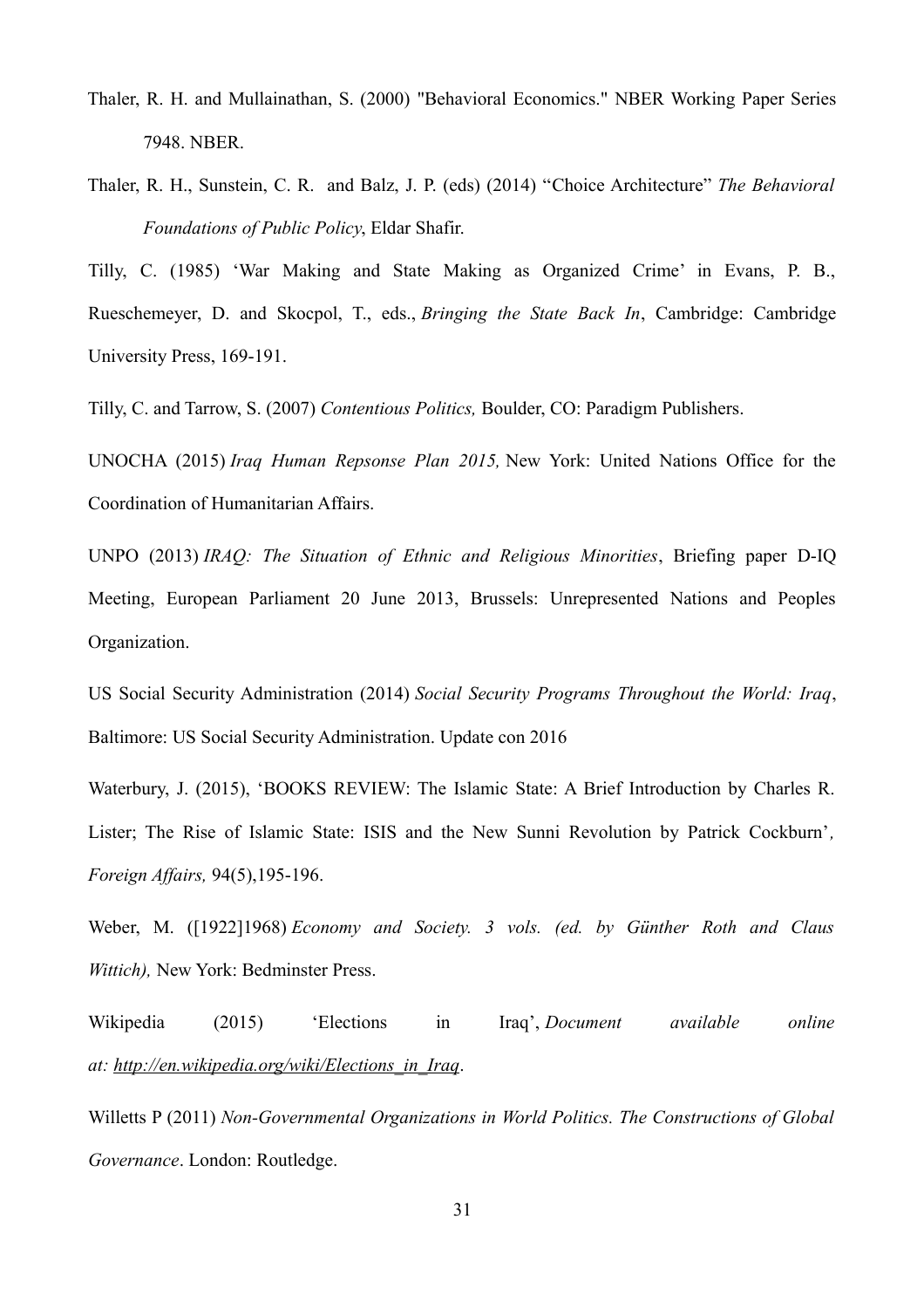Thaler, R. H. and Mullainathan, S. (2000) "Behavioral Economics." NBER Working Paper Series 7948. NBER.

Thaler, R. H., Sunstein, C. R. and Balz, J. P. (eds) (2014) "Choice Architecture" *The Behavioral Foundations of Public Policy*, Eldar Shafir.

Tilly, C. (1985) 'War Making and State Making as Organized Crime' in Evans, P. B., Rueschemeyer, D. and Skocpol, T., eds., *Bringing the State Back In*, Cambridge: Cambridge University Press, 169-191.

Tilly, C. and Tarrow, S. (2007) *Contentious Politics,* Boulder, CO: Paradigm Publishers.

UNOCHA (2015) *Iraq Human Repsonse Plan 2015,* New York: United Nations Office for the Coordination of Humanitarian Affairs.

UNPO (2013) *IRAQ: The Situation of Ethnic and Religious Minorities*, Briefing paper D-IQ Meeting, European Parliament 20 June 2013, Brussels: Unrepresented Nations and Peoples Organization.

US Social Security Administration (2014) *Social Security Programs Throughout the World: Iraq*, Baltimore: US Social Security Administration. Update con 2016

Waterbury, J. (2015), 'BOOKS REVIEW: The Islamic State: A Brief Introduction by Charles R. Lister; The Rise of Islamic State: ISIS and the New Sunni Revolution by Patrick Cockburn'*, Foreign Affairs,* 94(5),195-196.

Weber, M. ([1922]1968) *Economy and Society. 3 vols. (ed. by Günther Roth and Claus Wittich),* New York: Bedminster Press.

Wikipedia (2015) 'Elections in Iraq', *Document available online at: http://en.wikipedia.org/wiki/Elections_in_Iraq*.

Willetts P (2011) *Non-Governmental Organizations in World Politics. The Constructions of Global Governance*. London: Routledge.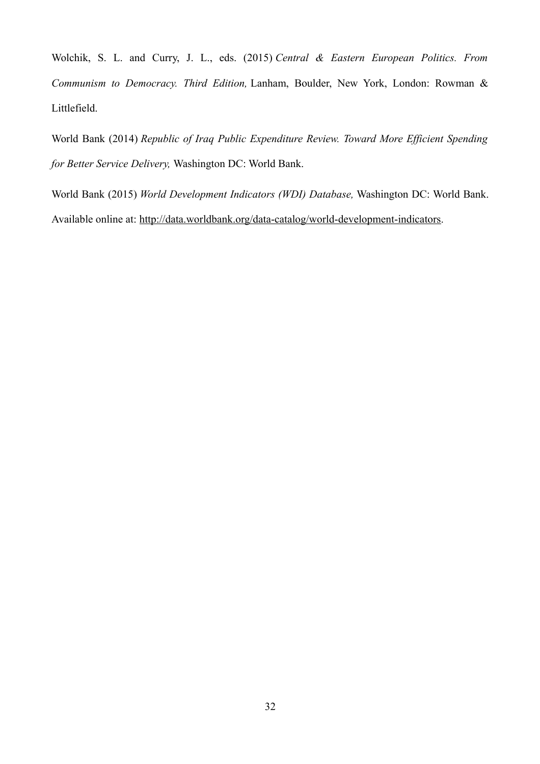Wolchik, S. L. and Curry, J. L., eds. (2015) *Central & Eastern European Politics. From Communism to Democracy. Third Edition,* Lanham, Boulder, New York, London: Rowman & Littlefield.

World Bank (2014) *Republic of Iraq Public Expenditure Review. Toward More Efficient Spending for Better Service Delivery,* Washington DC: World Bank.

World Bank (2015) *World Development Indicators (WDI) Database,* Washington DC: World Bank. Available online at: http://data.worldbank.org/data-catalog/world-development-indicators.